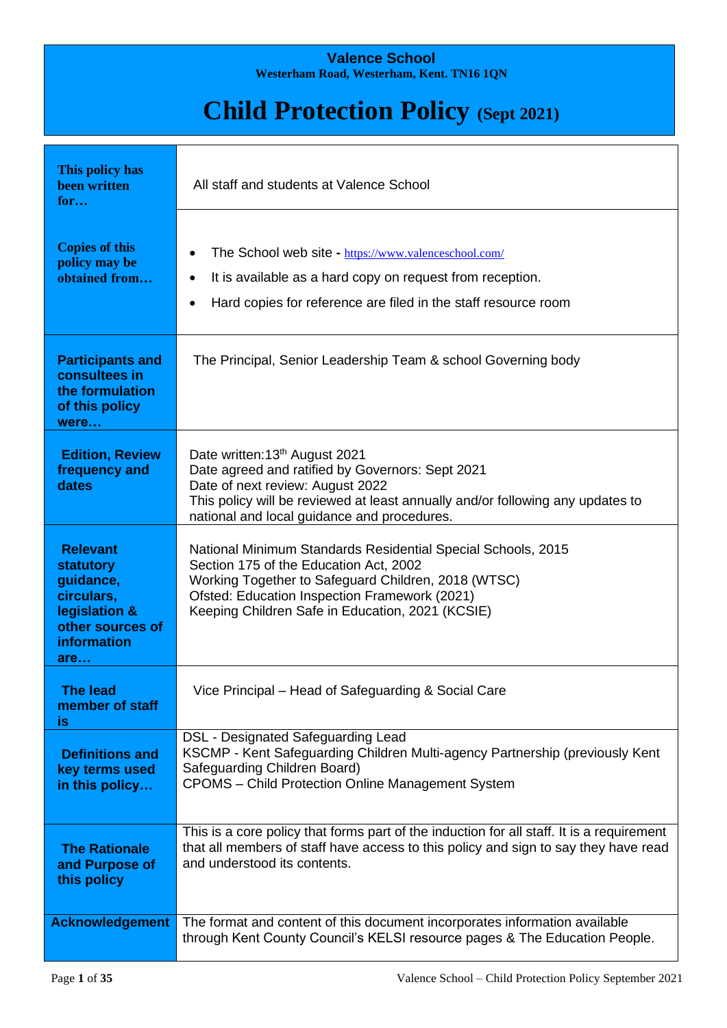**Valence School**
**Westerham Road, Westerham, Kent. TN16 1QN**

# Child Protection Policy (Sept 2021)

| | |
|---|---|
| **This policy has been written for…** | All staff and students at Valence School |
| **Copies of this policy may be obtained from…** | • The School web site - https://www.valenceschool.com/<br>• It is available as a hard copy on request from reception.<br>• Hard copies for reference are filed in the staff resource room |
| **Participants and consultees in the formulation of this policy were…** | The Principal, Senior Leadership Team & school Governing body |
| **Edition, Review frequency and dates** | Date written:13th August 2021<br>Date agreed and ratified by Governors: Sept 2021<br>Date of next review: August 2022<br>This policy will be reviewed at least annually and/or following any updates to national and local guidance and procedures. |
| **Relevant statutory guidance, circulars, legislation & other sources of information are…** | National Minimum Standards Residential Special Schools, 2015<br>Section 175 of the Education Act, 2002<br>Working Together to Safeguard Children, 2018 (WTSC)<br>Ofsted: Education Inspection Framework (2021)<br>Keeping Children Safe in Education, 2021 (KCSIE) |
| **The lead member of staff is** | Vice Principal – Head of Safeguarding & Social Care |
| **Definitions and key terms used in this policy…** | DSL - Designated Safeguarding Lead<br>KSCMP - Kent Safeguarding Children Multi-agency Partnership (previously Kent Safeguarding Children Board)<br>CPOMS – Child Protection Online Management System |
| **The Rationale and Purpose of this policy** | This is a core policy that forms part of the induction for all staff. It is a requirement that all members of staff have access to this policy and sign to say they have read and understood its contents. |
| **Acknowledgement** | The format and content of this document incorporates information available through Kent County Council's KELSI resource pages & The Education People. |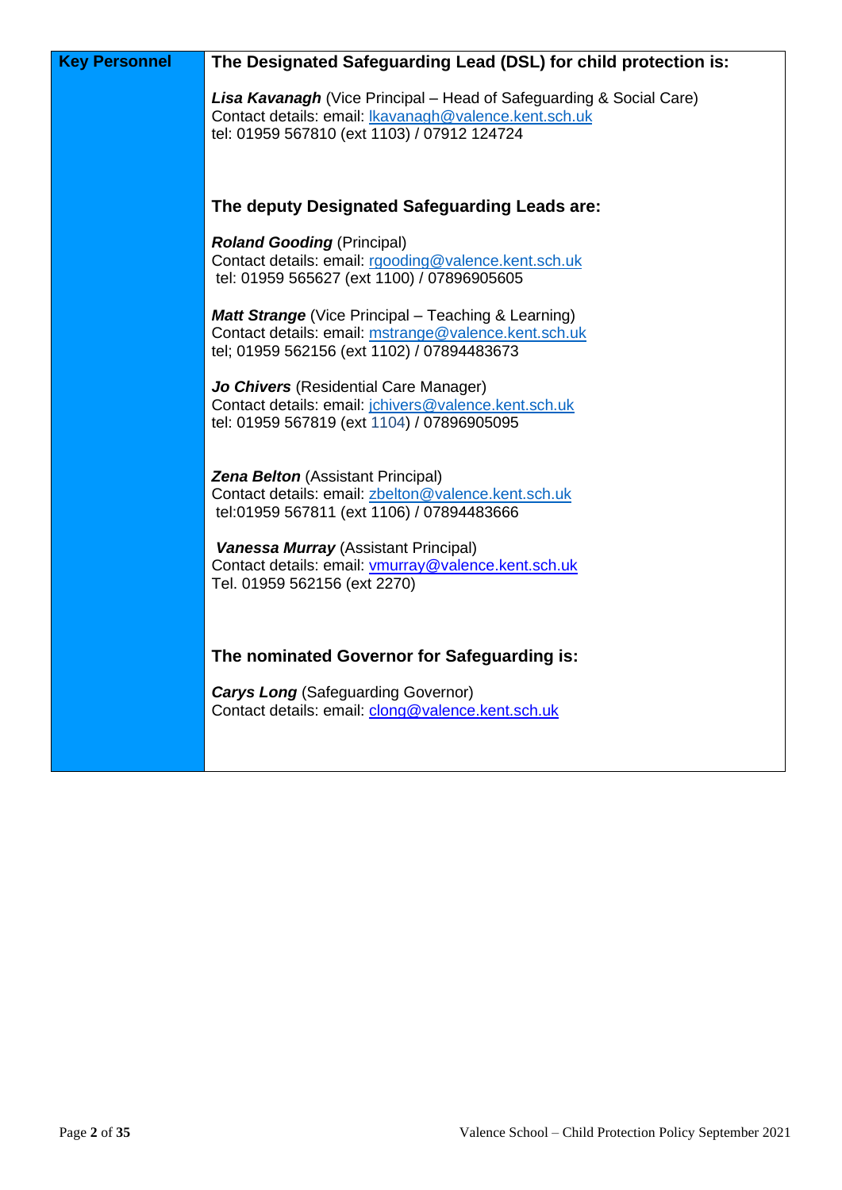| Key Personnel | **The Designated Safeguarding Lead (DSL) for child protection is:**<br><br>***Lisa Kavanagh*** (Vice Principal – Head of Safeguarding & Social Care)<br>Contact details: email: lkavanagh@valence.kent.sch.uk<br>tel: 01959 567810 (ext 1103) / 07912 124724<br><br>**The deputy Designated Safeguarding Leads are:**<br><br>***Roland Gooding*** (Principal)<br>Contact details: email: rgooding@valence.kent.sch.uk<br>tel: 01959 565627 (ext 1100) / 07896905605<br><br>***Matt Strange*** (Vice Principal – Teaching & Learning)<br>Contact details: email: mstrange@valence.kent.sch.uk<br>tel; 01959 562156 (ext 1102) / 07894483673<br><br>***Jo Chivers*** (Residential Care Manager)<br>Contact details: email: jchivers@valence.kent.sch.uk<br>tel: 01959 567819 (ext 1104) / 07896905095<br><br>***Zena Belton*** (Assistant Principal)<br>Contact details: email: zbelton@valence.kent.sch.uk<br>tel:01959 567811 (ext 1106) / 07894483666<br><br>***Vanessa Murray*** (Assistant Principal)<br>Contact details: email: vmurray@valence.kent.sch.uk<br>Tel. 01959 562156 (ext 2270)<br><br>**The nominated Governor for Safeguarding is:**<br><br>***Carys Long*** (Safeguarding Governor)<br>Contact details: email: clong@valence.kent.sch.uk |
|---|---|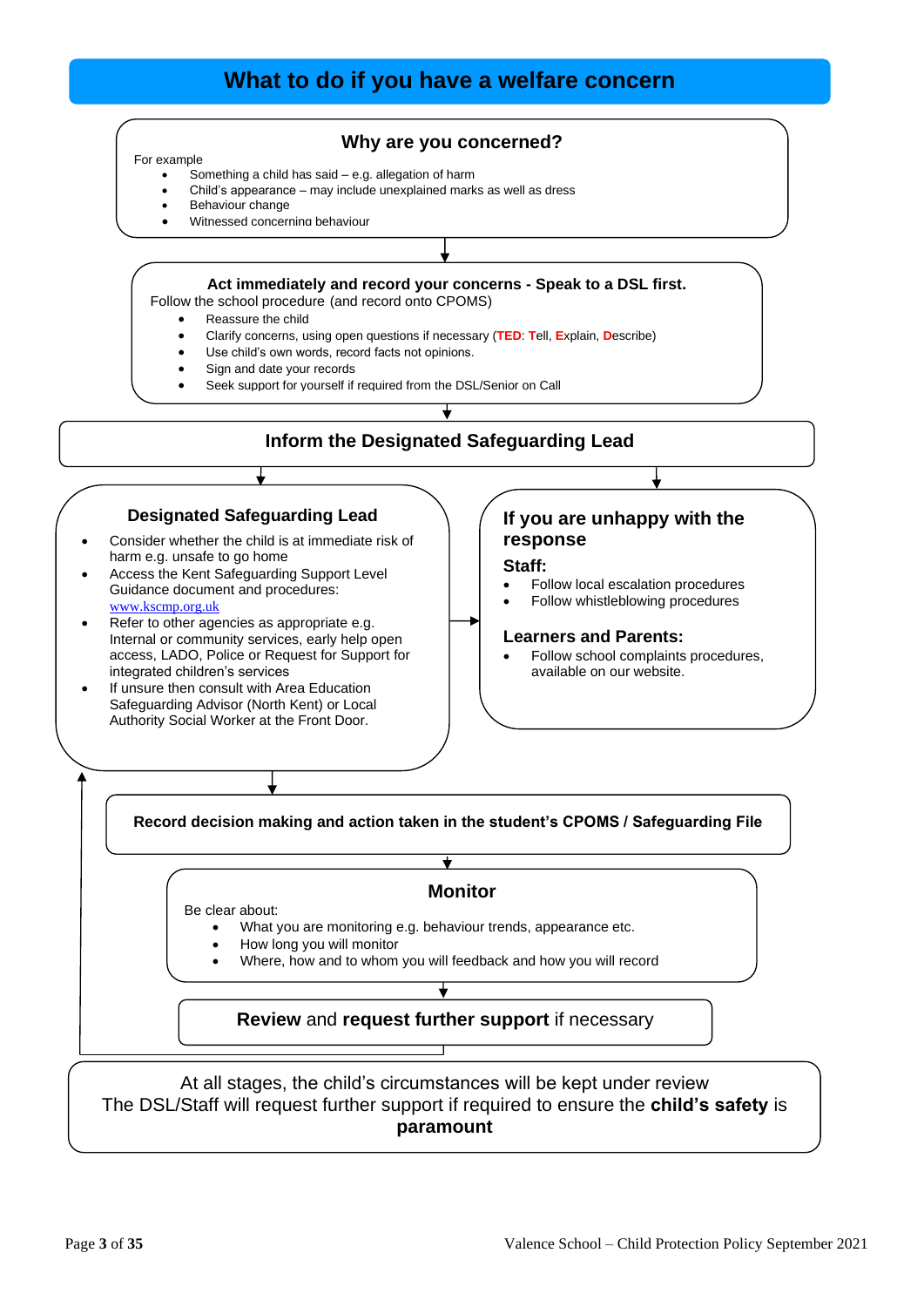# What to do if you have a welfare concern

## Why are you concerned?

For example

- Something a child has said – e.g. allegation of harm
- Child's appearance – may include unexplained marks as well as dress
- Behaviour change
- Witnessed concerning behaviour

## Act immediately and record your concerns - Speak to a DSL first.

Follow the school procedure (and record onto CPOMS)

- Reassure the child
- Clarify concerns, using open questions if necessary (**TED**: **T**ell, **E**xplain, **D**escribe)
- Use child's own words, record facts not opinions.
- Sign and date your records
- Seek support for yourself if required from the DSL/Senior on Call

## Inform the Designated Safeguarding Lead

### Designated Safeguarding Lead

- Consider whether the child is at immediate risk of harm e.g. unsafe to go home
- Access the Kent Safeguarding Support Level Guidance document and procedures: www.kscmp.org.uk
- Refer to other agencies as appropriate e.g. Internal or community services, early help open access, LADO, Police or Request for Support for integrated children's services
- If unsure then consult with Area Education Safeguarding Advisor (North Kent) or Local Authority Social Worker at the Front Door.

### If you are unhappy with the response

**Staff:**

- Follow local escalation procedures
- Follow whistleblowing procedures

**Learners and Parents:**

- Follow school complaints procedures, available on our website.

## Record decision making and action taken in the student's CPOMS / Safeguarding File

## Monitor

Be clear about:

- What you are monitoring e.g. behaviour trends, appearance etc.
- How long you will monitor
- Where, how and to whom you will feedback and how you will record

**Review** and **request further support** if necessary

At all stages, the child's circumstances will be kept under review
The DSL/Staff will request further support if required to ensure the **child's safety** is **paramount**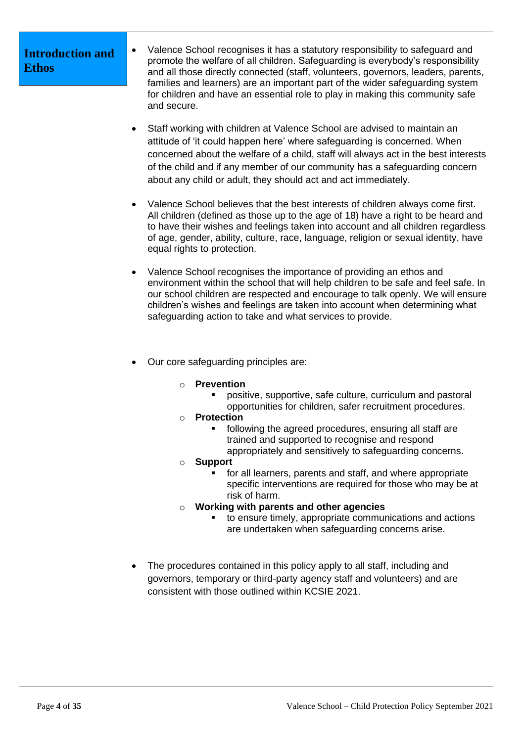## Introduction and Ethos

- Valence School recognises it has a statutory responsibility to safeguard and promote the welfare of all children. Safeguarding is everybody's responsibility and all those directly connected (staff, volunteers, governors, leaders, parents, families and learners) are an important part of the wider safeguarding system for children and have an essential role to play in making this community safe and secure.

- Staff working with children at Valence School are advised to maintain an attitude of 'it could happen here' where safeguarding is concerned. When concerned about the welfare of a child, staff will always act in the best interests of the child and if any member of our community has a safeguarding concern about any child or adult, they should act and act immediately.

- Valence School believes that the best interests of children always come first. All children (defined as those up to the age of 18) have a right to be heard and to have their wishes and feelings taken into account and all children regardless of age, gender, ability, culture, race, language, religion or sexual identity, have equal rights to protection.

- Valence School recognises the importance of providing an ethos and environment within the school that will help children to be safe and feel safe. In our school children are respected and encourage to talk openly. We will ensure children's wishes and feelings are taken into account when determining what safeguarding action to take and what services to provide.

- Our core safeguarding principles are:
  - **Prevention**
    - positive, supportive, safe culture, curriculum and pastoral opportunities for children, safer recruitment procedures.
  - **Protection**
    - following the agreed procedures, ensuring all staff are trained and supported to recognise and respond appropriately and sensitively to safeguarding concerns.
  - **Support**
    - for all learners, parents and staff, and where appropriate specific interventions are required for those who may be at risk of harm.
  - **Working with parents and other agencies**
    - to ensure timely, appropriate communications and actions are undertaken when safeguarding concerns arise.

- The procedures contained in this policy apply to all staff, including and governors, temporary or third-party agency staff and volunteers) and are consistent with those outlined within KCSIE 2021.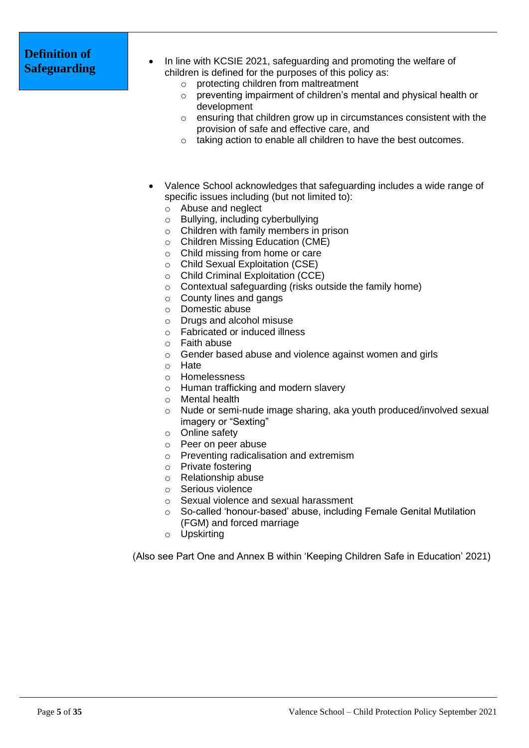## Definition of Safeguarding

- In line with KCSIE 2021, safeguarding and promoting the welfare of children is defined for the purposes of this policy as:
  - protecting children from maltreatment
  - preventing impairment of children's mental and physical health or development
  - ensuring that children grow up in circumstances consistent with the provision of safe and effective care, and
  - taking action to enable all children to have the best outcomes.

- Valence School acknowledges that safeguarding includes a wide range of specific issues including (but not limited to):
  - Abuse and neglect
  - Bullying, including cyberbullying
  - Children with family members in prison
  - Children Missing Education (CME)
  - Child missing from home or care
  - Child Sexual Exploitation (CSE)
  - Child Criminal Exploitation (CCE)
  - Contextual safeguarding (risks outside the family home)
  - County lines and gangs
  - Domestic abuse
  - Drugs and alcohol misuse
  - Fabricated or induced illness
  - Faith abuse
  - Gender based abuse and violence against women and girls
  - Hate
  - Homelessness
  - Human trafficking and modern slavery
  - Mental health
  - Nude or semi-nude image sharing, aka youth produced/involved sexual imagery or "Sexting"
  - Online safety
  - Peer on peer abuse
  - Preventing radicalisation and extremism
  - Private fostering
  - Relationship abuse
  - Serious violence
  - Sexual violence and sexual harassment
  - So-called 'honour-based' abuse, including Female Genital Mutilation (FGM) and forced marriage
  - Upskirting

(Also see Part One and Annex B within 'Keeping Children Safe in Education' 2021)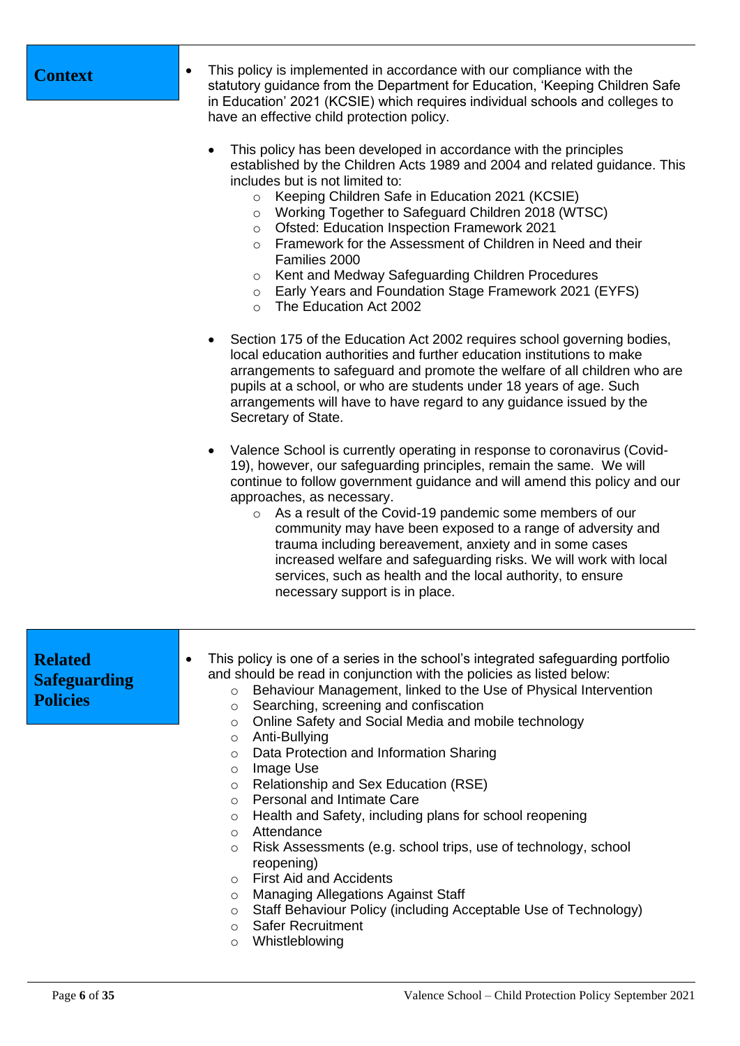## Context

- This policy is implemented in accordance with our compliance with the statutory guidance from the Department for Education, 'Keeping Children Safe in Education' 2021 (KCSIE) which requires individual schools and colleges to have an effective child protection policy.

  - This policy has been developed in accordance with the principles established by the Children Acts 1989 and 2004 and related guidance. This includes but is not limited to:
    - Keeping Children Safe in Education 2021 (KCSIE)
    - Working Together to Safeguard Children 2018 (WTSC)
    - Ofsted: Education Inspection Framework 2021
    - Framework for the Assessment of Children in Need and their Families 2000
    - Kent and Medway Safeguarding Children Procedures
    - Early Years and Foundation Stage Framework 2021 (EYFS)
    - The Education Act 2002

  - Section 175 of the Education Act 2002 requires school governing bodies, local education authorities and further education institutions to make arrangements to safeguard and promote the welfare of all children who are pupils at a school, or who are students under 18 years of age. Such arrangements will have to have regard to any guidance issued by the Secretary of State.

  - Valence School is currently operating in response to coronavirus (Covid-19), however, our safeguarding principles, remain the same. We will continue to follow government guidance and will amend this policy and our approaches, as necessary.
    - As a result of the Covid-19 pandemic some members of our community may have been exposed to a range of adversity and trauma including bereavement, anxiety and in some cases increased welfare and safeguarding risks. We will work with local services, such as health and the local authority, to ensure necessary support is in place.

## Related Safeguarding Policies

- This policy is one of a series in the school's integrated safeguarding portfolio and should be read in conjunction with the policies as listed below:
  - Behaviour Management, linked to the Use of Physical Intervention
  - Searching, screening and confiscation
  - Online Safety and Social Media and mobile technology
  - Anti-Bullying
  - Data Protection and Information Sharing
  - Image Use
  - Relationship and Sex Education (RSE)
  - Personal and Intimate Care
  - Health and Safety, including plans for school reopening
  - Attendance
  - Risk Assessments (e.g. school trips, use of technology, school reopening)
  - First Aid and Accidents
  - Managing Allegations Against Staff
  - Staff Behaviour Policy (including Acceptable Use of Technology)
  - Safer Recruitment
  - Whistleblowing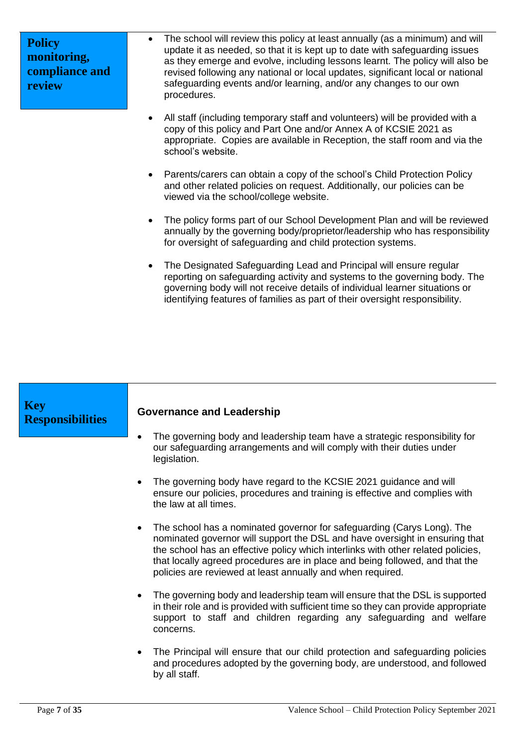## Policy monitoring, compliance and review

- The school will review this policy at least annually (as a minimum) and will update it as needed, so that it is kept up to date with safeguarding issues as they emerge and evolve, including lessons learnt. The policy will also be revised following any national or local updates, significant local or national safeguarding events and/or learning, and/or any changes to our own procedures.
- All staff (including temporary staff and volunteers) will be provided with a copy of this policy and Part One and/or Annex A of KCSIE 2021 as appropriate. Copies are available in Reception, the staff room and via the school's website.
- Parents/carers can obtain a copy of the school's Child Protection Policy and other related policies on request. Additionally, our policies can be viewed via the school/college website.
- The policy forms part of our School Development Plan and will be reviewed annually by the governing body/proprietor/leadership who has responsibility for oversight of safeguarding and child protection systems.
- The Designated Safeguarding Lead and Principal will ensure regular reporting on safeguarding activity and systems to the governing body. The governing body will not receive details of individual learner situations or identifying features of families as part of their oversight responsibility.

## Key Responsibilities

### Governance and Leadership

- The governing body and leadership team have a strategic responsibility for our safeguarding arrangements and will comply with their duties under legislation.
- The governing body have regard to the KCSIE 2021 guidance and will ensure our policies, procedures and training is effective and complies with the law at all times.
- The school has a nominated governor for safeguarding (Carys Long). The nominated governor will support the DSL and have oversight in ensuring that the school has an effective policy which interlinks with other related policies, that locally agreed procedures are in place and being followed, and that the policies are reviewed at least annually and when required.
- The governing body and leadership team will ensure that the DSL is supported in their role and is provided with sufficient time so they can provide appropriate support to staff and children regarding any safeguarding and welfare concerns.
- The Principal will ensure that our child protection and safeguarding policies and procedures adopted by the governing body, are understood, and followed by all staff.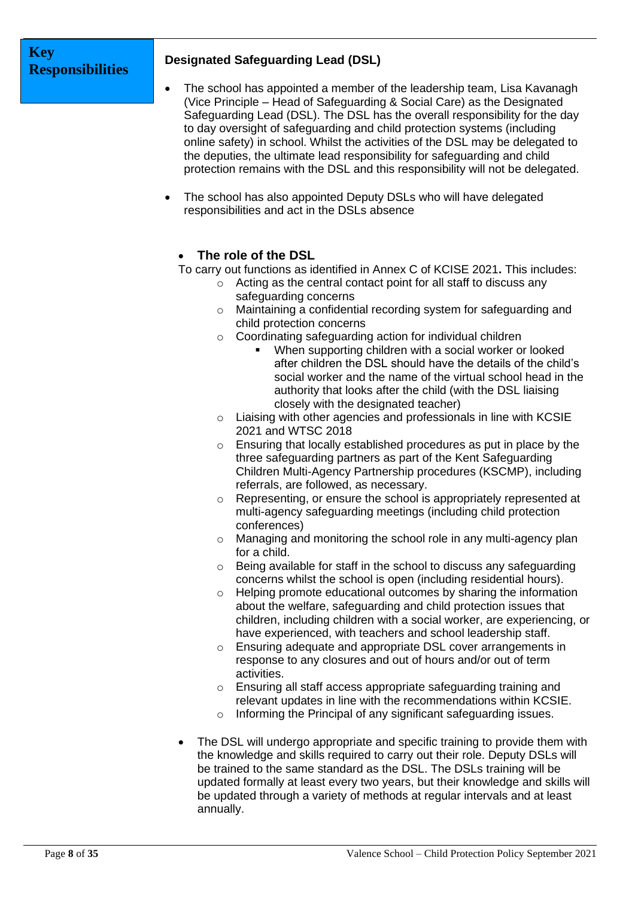## Key Responsibilities

### Designated Safeguarding Lead (DSL)

- The school has appointed a member of the leadership team, Lisa Kavanagh (Vice Principle – Head of Safeguarding & Social Care) as the Designated Safeguarding Lead (DSL). The DSL has the overall responsibility for the day to day oversight of safeguarding and child protection systems (including online safety) in school. Whilst the activities of the DSL may be delegated to the deputies, the ultimate lead responsibility for safeguarding and child protection remains with the DSL and this responsibility will not be delegated.

- The school has also appointed Deputy DSLs who will have delegated responsibilities and act in the DSLs absence

- **The role of the DSL**

  To carry out functions as identified in Annex C of KCISE 2021**.** This includes:
  - Acting as the central contact point for all staff to discuss any safeguarding concerns
  - Maintaining a confidential recording system for safeguarding and child protection concerns
  - Coordinating safeguarding action for individual children
    - When supporting children with a social worker or looked after children the DSL should have the details of the child's social worker and the name of the virtual school head in the authority that looks after the child (with the DSL liaising closely with the designated teacher)
  - Liaising with other agencies and professionals in line with KCSIE 2021 and WTSC 2018
  - Ensuring that locally established procedures as put in place by the three safeguarding partners as part of the Kent Safeguarding Children Multi-Agency Partnership procedures (KSCMP), including referrals, are followed, as necessary.
  - Representing, or ensure the school is appropriately represented at multi-agency safeguarding meetings (including child protection conferences)
  - Managing and monitoring the school role in any multi-agency plan for a child.
  - Being available for staff in the school to discuss any safeguarding concerns whilst the school is open (including residential hours).
  - Helping promote educational outcomes by sharing the information about the welfare, safeguarding and child protection issues that children, including children with a social worker, are experiencing, or have experienced, with teachers and school leadership staff.
  - Ensuring adequate and appropriate DSL cover arrangements in response to any closures and out of hours and/or out of term activities.
  - Ensuring all staff access appropriate safeguarding training and relevant updates in line with the recommendations within KCSIE.
  - Informing the Principal of any significant safeguarding issues.

- The DSL will undergo appropriate and specific training to provide them with the knowledge and skills required to carry out their role. Deputy DSLs will be trained to the same standard as the DSL. The DSLs training will be updated formally at least every two years, but their knowledge and skills will be updated through a variety of methods at regular intervals and at least annually.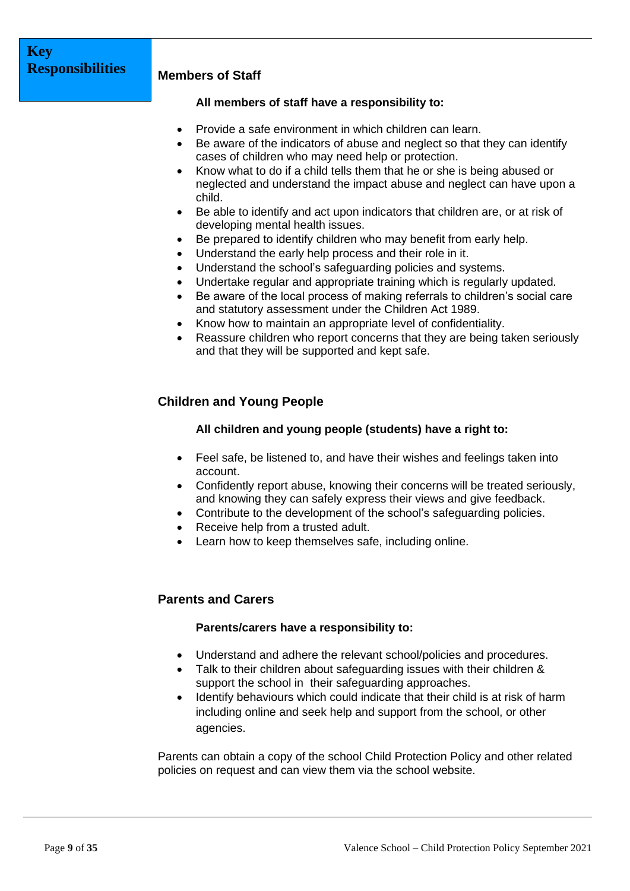# Key Responsibilities

## Members of Staff

**All members of staff have a responsibility to:**

- Provide a safe environment in which children can learn.
- Be aware of the indicators of abuse and neglect so that they can identify cases of children who may need help or protection.
- Know what to do if a child tells them that he or she is being abused or neglected and understand the impact abuse and neglect can have upon a child.
- Be able to identify and act upon indicators that children are, or at risk of developing mental health issues.
- Be prepared to identify children who may benefit from early help.
- Understand the early help process and their role in it.
- Understand the school's safeguarding policies and systems.
- Undertake regular and appropriate training which is regularly updated.
- Be aware of the local process of making referrals to children's social care and statutory assessment under the Children Act 1989.
- Know how to maintain an appropriate level of confidentiality.
- Reassure children who report concerns that they are being taken seriously and that they will be supported and kept safe.

## Children and Young People

**All children and young people (students) have a right to:**

- Feel safe, be listened to, and have their wishes and feelings taken into account.
- Confidently report abuse, knowing their concerns will be treated seriously, and knowing they can safely express their views and give feedback.
- Contribute to the development of the school's safeguarding policies.
- Receive help from a trusted adult.
- Learn how to keep themselves safe, including online.

## Parents and Carers

**Parents/carers have a responsibility to:**

- Understand and adhere the relevant school/policies and procedures.
- Talk to their children about safeguarding issues with their children & support the school in their safeguarding approaches.
- Identify behaviours which could indicate that their child is at risk of harm including online and seek help and support from the school, or other agencies.

Parents can obtain a copy of the school Child Protection Policy and other related policies on request and can view them via the school website.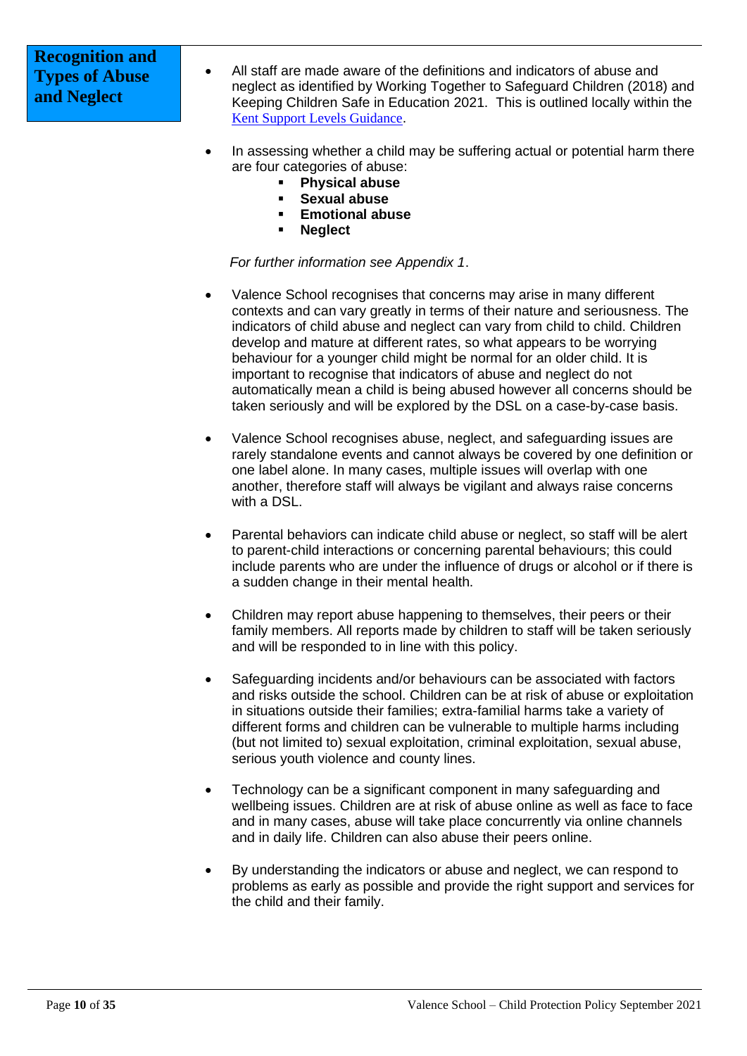## Recognition and Types of Abuse and Neglect

- All staff are made aware of the definitions and indicators of abuse and neglect as identified by Working Together to Safeguard Children (2018) and Keeping Children Safe in Education 2021. This is outlined locally within the [Kent Support Levels Guidance](Kent Support Levels Guidance).

- In assessing whether a child may be suffering actual or potential harm there are four categories of abuse:
  - **Physical abuse**
  - **Sexual abuse**
  - **Emotional abuse**
  - **Neglect**

  *For further information see Appendix 1*.

- Valence School recognises that concerns may arise in many different contexts and can vary greatly in terms of their nature and seriousness. The indicators of child abuse and neglect can vary from child to child. Children develop and mature at different rates, so what appears to be worrying behaviour for a younger child might be normal for an older child. It is important to recognise that indicators of abuse and neglect do not automatically mean a child is being abused however all concerns should be taken seriously and will be explored by the DSL on a case-by-case basis.

- Valence School recognises abuse, neglect, and safeguarding issues are rarely standalone events and cannot always be covered by one definition or one label alone. In many cases, multiple issues will overlap with one another, therefore staff will always be vigilant and always raise concerns with a DSL.

- Parental behaviors can indicate child abuse or neglect, so staff will be alert to parent-child interactions or concerning parental behaviours; this could include parents who are under the influence of drugs or alcohol or if there is a sudden change in their mental health.

- Children may report abuse happening to themselves, their peers or their family members. All reports made by children to staff will be taken seriously and will be responded to in line with this policy.

- Safeguarding incidents and/or behaviours can be associated with factors and risks outside the school. Children can be at risk of abuse or exploitation in situations outside their families; extra-familial harms take a variety of different forms and children can be vulnerable to multiple harms including (but not limited to) sexual exploitation, criminal exploitation, sexual abuse, serious youth violence and county lines.

- Technology can be a significant component in many safeguarding and wellbeing issues. Children are at risk of abuse online as well as face to face and in many cases, abuse will take place concurrently via online channels and in daily life. Children can also abuse their peers online.

- By understanding the indicators or abuse and neglect, we can respond to problems as early as possible and provide the right support and services for the child and their family.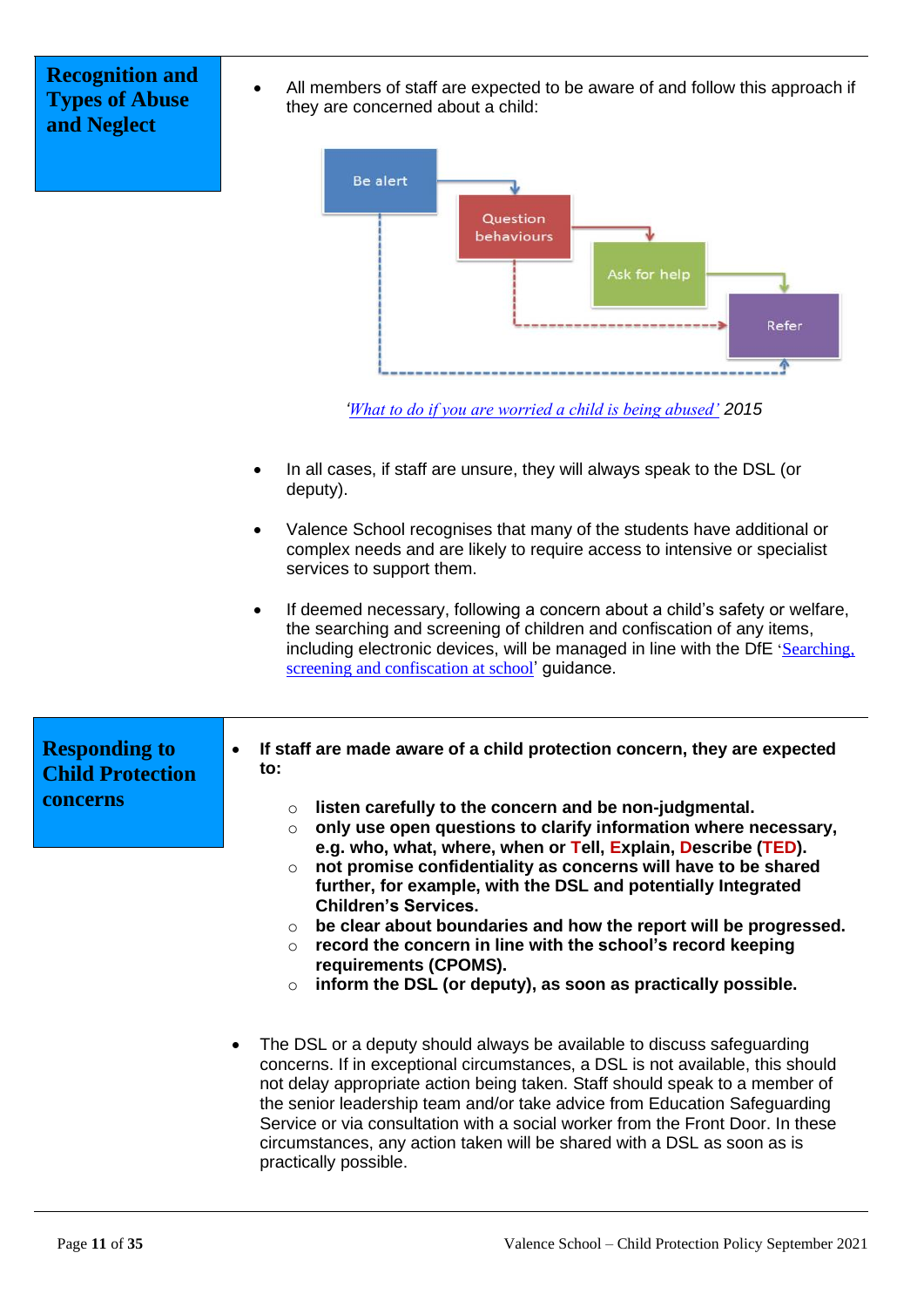## Recognition and Types of Abuse and Neglect

- All members of staff are expected to be aware of and follow this approach if they are concerned about a child:

Be alert → Question behaviours → Ask for help → Refer

*'What to do if you are worried a child is being abused'* 2015

- In all cases, if staff are unsure, they will always speak to the DSL (or deputy).

- Valence School recognises that many of the students have additional or complex needs and are likely to require access to intensive or specialist services to support them.

- If deemed necessary, following a concern about a child's safety or welfare, the searching and screening of children and confiscation of any items, including electronic devices, will be managed in line with the DfE 'Searching, screening and confiscation at school' guidance.

## Responding to Child Protection concerns

- **If staff are made aware of a child protection concern, they are expected to:**
  - **listen carefully to the concern and be non-judgmental.**
  - **only use open questions to clarify information where necessary, e.g. who, what, where, when or Tell, Explain, Describe (TED).**
  - **not promise confidentiality as concerns will have to be shared further, for example, with the DSL and potentially Integrated Children's Services.**
  - **be clear about boundaries and how the report will be progressed.**
  - **record the concern in line with the school's record keeping requirements (CPOMS).**
  - **inform the DSL (or deputy), as soon as practically possible.**

- The DSL or a deputy should always be available to discuss safeguarding concerns. If in exceptional circumstances, a DSL is not available, this should not delay appropriate action being taken. Staff should speak to a member of the senior leadership team and/or take advice from Education Safeguarding Service or via consultation with a social worker from the Front Door. In these circumstances, any action taken will be shared with a DSL as soon as is practically possible.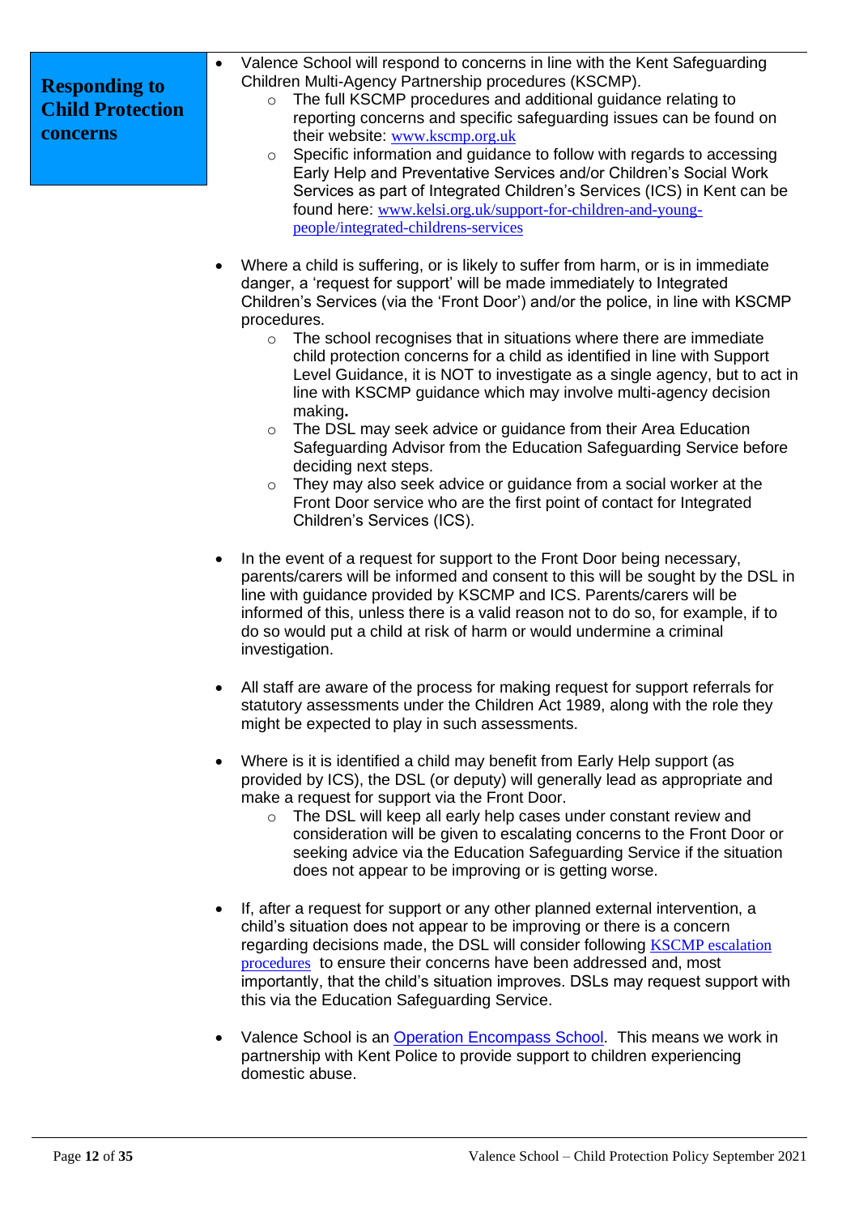## Responding to Child Protection concerns

- Valence School will respond to concerns in line with the Kent Safeguarding Children Multi-Agency Partnership procedures (KSCMP).
  - The full KSCMP procedures and additional guidance relating to reporting concerns and specific safeguarding issues can be found on their website: [www.kscmp.org.uk](http://www.kscmp.org.uk)
  - Specific information and guidance to follow with regards to accessing Early Help and Preventative Services and/or Children's Social Work Services as part of Integrated Children's Services (ICS) in Kent can be found here: [www.kelsi.org.uk/support-for-children-and-young-people/integrated-childrens-services](http://www.kelsi.org.uk/support-for-children-and-young-people/integrated-childrens-services)

- Where a child is suffering, or is likely to suffer from harm, or is in immediate danger, a 'request for support' will be made immediately to Integrated Children's Services (via the 'Front Door') and/or the police, in line with KSCMP procedures.
  - The school recognises that in situations where there are immediate child protection concerns for a child as identified in line with Support Level Guidance, it is NOT to investigate as a single agency, but to act in line with KSCMP guidance which may involve multi-agency decision making**.**
  - The DSL may seek advice or guidance from their Area Education Safeguarding Advisor from the Education Safeguarding Service before deciding next steps.
  - They may also seek advice or guidance from a social worker at the Front Door service who are the first point of contact for Integrated Children's Services (ICS).

- In the event of a request for support to the Front Door being necessary, parents/carers will be informed and consent to this will be sought by the DSL in line with guidance provided by KSCMP and ICS. Parents/carers will be informed of this, unless there is a valid reason not to do so, for example, if to do so would put a child at risk of harm or would undermine a criminal investigation.

- All staff are aware of the process for making request for support referrals for statutory assessments under the Children Act 1989, along with the role they might be expected to play in such assessments.

- Where is it is identified a child may benefit from Early Help support (as provided by ICS), the DSL (or deputy) will generally lead as appropriate and make a request for support via the Front Door.
  - The DSL will keep all early help cases under constant review and consideration will be given to escalating concerns to the Front Door or seeking advice via the Education Safeguarding Service if the situation does not appear to be improving or is getting worse.

- If, after a request for support or any other planned external intervention, a child's situation does not appear to be improving or there is a concern regarding decisions made, the DSL will consider following KSCMP escalation procedures to ensure their concerns have been addressed and, most importantly, that the child's situation improves. DSLs may request support with this via the Education Safeguarding Service.

- Valence School is an Operation Encompass School. This means we work in partnership with Kent Police to provide support to children experiencing domestic abuse.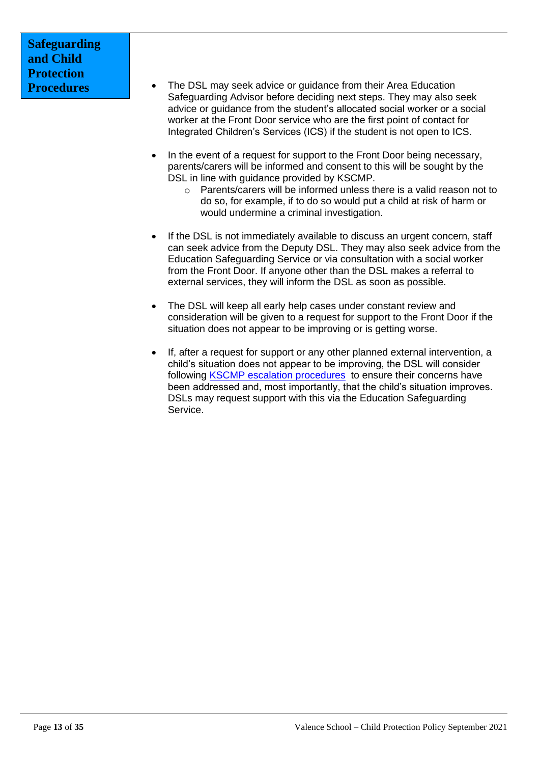**Safeguarding and Child Protection Procedures**

- The DSL may seek advice or guidance from their Area Education Safeguarding Advisor before deciding next steps. They may also seek advice or guidance from the student's allocated social worker or a social worker at the Front Door service who are the first point of contact for Integrated Children's Services (ICS) if the student is not open to ICS.

- In the event of a request for support to the Front Door being necessary, parents/carers will be informed and consent to this will be sought by the DSL in line with guidance provided by KSCMP.
    - Parents/carers will be informed unless there is a valid reason not to do so, for example, if to do so would put a child at risk of harm or would undermine a criminal investigation.

- If the DSL is not immediately available to discuss an urgent concern, staff can seek advice from the Deputy DSL. They may also seek advice from the Education Safeguarding Service or via consultation with a social worker from the Front Door. If anyone other than the DSL makes a referral to external services, they will inform the DSL as soon as possible.

- The DSL will keep all early help cases under constant review and consideration will be given to a request for support to the Front Door if the situation does not appear to be improving or is getting worse.

- If, after a request for support or any other planned external intervention, a child's situation does not appear to be improving, the DSL will consider following KSCMP escalation procedures to ensure their concerns have been addressed and, most importantly, that the child's situation improves. DSLs may request support with this via the Education Safeguarding Service.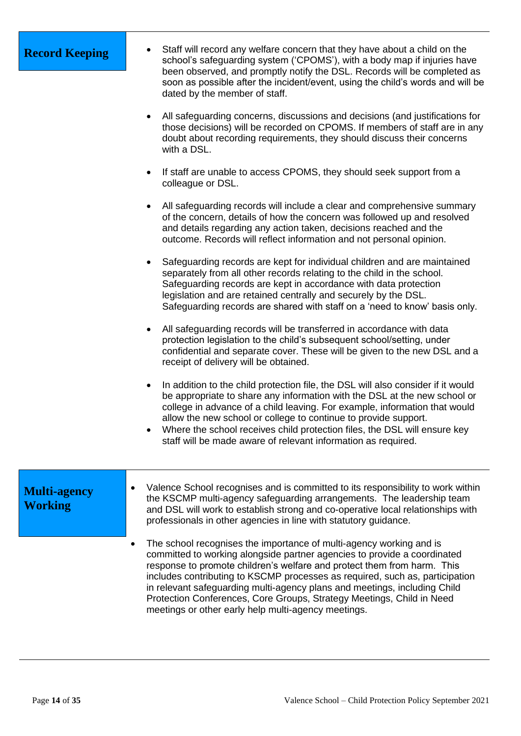## Record Keeping

- Staff will record any welfare concern that they have about a child on the school's safeguarding system ('CPOMS'), with a body map if injuries have been observed, and promptly notify the DSL. Records will be completed as soon as possible after the incident/event, using the child's words and will be dated by the member of staff.

- All safeguarding concerns, discussions and decisions (and justifications for those decisions) will be recorded on CPOMS. If members of staff are in any doubt about recording requirements, they should discuss their concerns with a DSL.

- If staff are unable to access CPOMS, they should seek support from a colleague or DSL.

- All safeguarding records will include a clear and comprehensive summary of the concern, details of how the concern was followed up and resolved and details regarding any action taken, decisions reached and the outcome. Records will reflect information and not personal opinion.

- Safeguarding records are kept for individual children and are maintained separately from all other records relating to the child in the school. Safeguarding records are kept in accordance with data protection legislation and are retained centrally and securely by the DSL. Safeguarding records are shared with staff on a 'need to know' basis only.

- All safeguarding records will be transferred in accordance with data protection legislation to the child's subsequent school/setting, under confidential and separate cover. These will be given to the new DSL and a receipt of delivery will be obtained.

- In addition to the child protection file, the DSL will also consider if it would be appropriate to share any information with the DSL at the new school or college in advance of a child leaving. For example, information that would allow the new school or college to continue to provide support.
- Where the school receives child protection files, the DSL will ensure key staff will be made aware of relevant information as required.

## Multi-agency Working

- Valence School recognises and is committed to its responsibility to work within the KSCMP multi-agency safeguarding arrangements. The leadership team and DSL will work to establish strong and co-operative local relationships with professionals in other agencies in line with statutory guidance.

- The school recognises the importance of multi-agency working and is committed to working alongside partner agencies to provide a coordinated response to promote children's welfare and protect them from harm. This includes contributing to KSCMP processes as required, such as, participation in relevant safeguarding multi-agency plans and meetings, including Child Protection Conferences, Core Groups, Strategy Meetings, Child in Need meetings or other early help multi-agency meetings.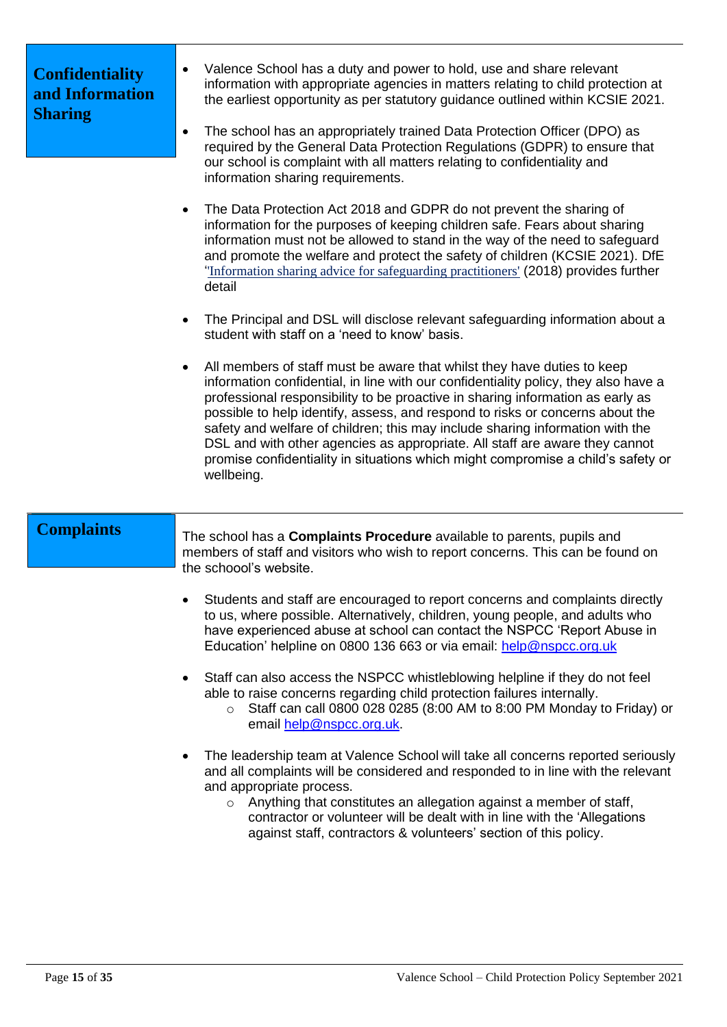## Confidentiality and Information Sharing

- Valence School has a duty and power to hold, use and share relevant information with appropriate agencies in matters relating to child protection at the earliest opportunity as per statutory guidance outlined within KCSIE 2021.
- The school has an appropriately trained Data Protection Officer (DPO) as required by the General Data Protection Regulations (GDPR) to ensure that our school is complaint with all matters relating to confidentiality and information sharing requirements.
- The Data Protection Act 2018 and GDPR do not prevent the sharing of information for the purposes of keeping children safe. Fears about sharing information must not be allowed to stand in the way of the need to safeguard and promote the welfare and protect the safety of children (KCSIE 2021). DfE "Information sharing advice for safeguarding practitioners' (2018) provides further detail
- The Principal and DSL will disclose relevant safeguarding information about a student with staff on a 'need to know' basis.
- All members of staff must be aware that whilst they have duties to keep information confidential, in line with our confidentiality policy, they also have a professional responsibility to be proactive in sharing information as early as possible to help identify, assess, and respond to risks or concerns about the safety and welfare of children; this may include sharing information with the DSL and with other agencies as appropriate. All staff are aware they cannot promise confidentiality in situations which might compromise a child's safety or wellbeing.

## Complaints

The school has a **Complaints Procedure** available to parents, pupils and members of staff and visitors who wish to report concerns. This can be found on the schoool's website.

- Students and staff are encouraged to report concerns and complaints directly to us, where possible. Alternatively, children, young people, and adults who have experienced abuse at school can contact the NSPCC 'Report Abuse in Education' helpline on 0800 136 663 or via email: help@nspcc.org.uk
- Staff can also access the NSPCC whistleblowing helpline if they do not feel able to raise concerns regarding child protection failures internally.
  - Staff can call 0800 028 0285 (8:00 AM to 8:00 PM Monday to Friday) or email help@nspcc.org.uk.
- The leadership team at Valence School will take all concerns reported seriously and all complaints will be considered and responded to in line with the relevant and appropriate process.
  - Anything that constitutes an allegation against a member of staff, contractor or volunteer will be dealt with in line with the 'Allegations against staff, contractors & volunteers' section of this policy.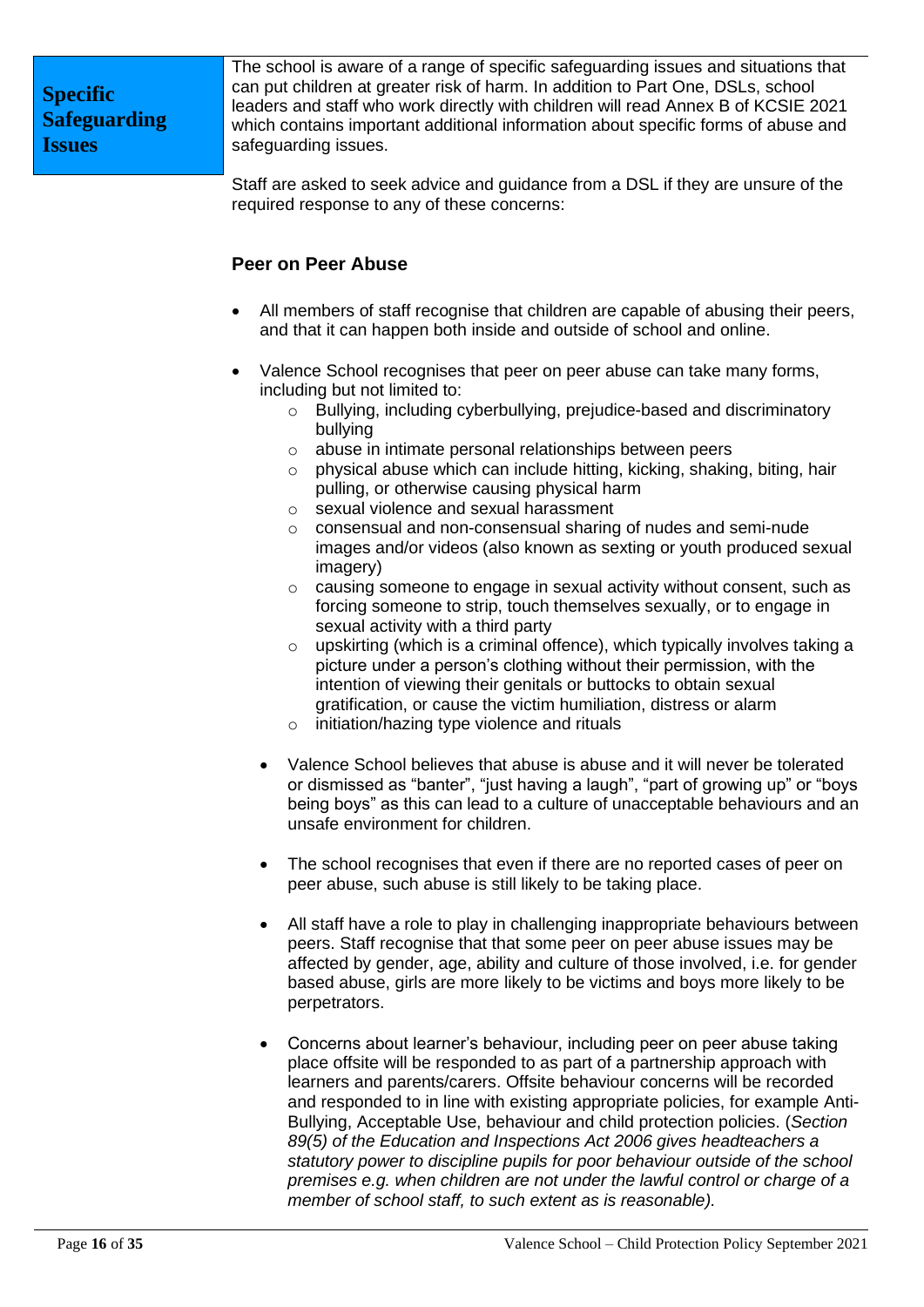## Specific Safeguarding Issues

The school is aware of a range of specific safeguarding issues and situations that can put children at greater risk of harm. In addition to Part One, DSLs, school leaders and staff who work directly with children will read Annex B of KCSIE 2021 which contains important additional information about specific forms of abuse and safeguarding issues.

Staff are asked to seek advice and guidance from a DSL if they are unsure of the required response to any of these concerns:

### Peer on Peer Abuse

- All members of staff recognise that children are capable of abusing their peers, and that it can happen both inside and outside of school and online.
- Valence School recognises that peer on peer abuse can take many forms, including but not limited to:
  - Bullying, including cyberbullying, prejudice-based and discriminatory bullying
  - abuse in intimate personal relationships between peers
  - physical abuse which can include hitting, kicking, shaking, biting, hair pulling, or otherwise causing physical harm
  - sexual violence and sexual harassment
  - consensual and non-consensual sharing of nudes and semi-nude images and/or videos (also known as sexting or youth produced sexual imagery)
  - causing someone to engage in sexual activity without consent, such as forcing someone to strip, touch themselves sexually, or to engage in sexual activity with a third party
  - upskirting (which is a criminal offence), which typically involves taking a picture under a person's clothing without their permission, with the intention of viewing their genitals or buttocks to obtain sexual gratification, or cause the victim humiliation, distress or alarm
  - initiation/hazing type violence and rituals

- Valence School believes that abuse is abuse and it will never be tolerated or dismissed as "banter", "just having a laugh", "part of growing up" or "boys being boys" as this can lead to a culture of unacceptable behaviours and an unsafe environment for children.
- The school recognises that even if there are no reported cases of peer on peer abuse, such abuse is still likely to be taking place.
- All staff have a role to play in challenging inappropriate behaviours between peers. Staff recognise that that some peer on peer abuse issues may be affected by gender, age, ability and culture of those involved, i.e. for gender based abuse, girls are more likely to be victims and boys more likely to be perpetrators.
- Concerns about learner's behaviour, including peer on peer abuse taking place offsite will be responded to as part of a partnership approach with learners and parents/carers. Offsite behaviour concerns will be recorded and responded to in line with existing appropriate policies, for example Anti-Bullying, Acceptable Use, behaviour and child protection policies. (*Section 89(5) of the Education and Inspections Act 2006 gives headteachers a statutory power to discipline pupils for poor behaviour outside of the school premises e.g. when children are not under the lawful control or charge of a member of school staff, to such extent as is reasonable).*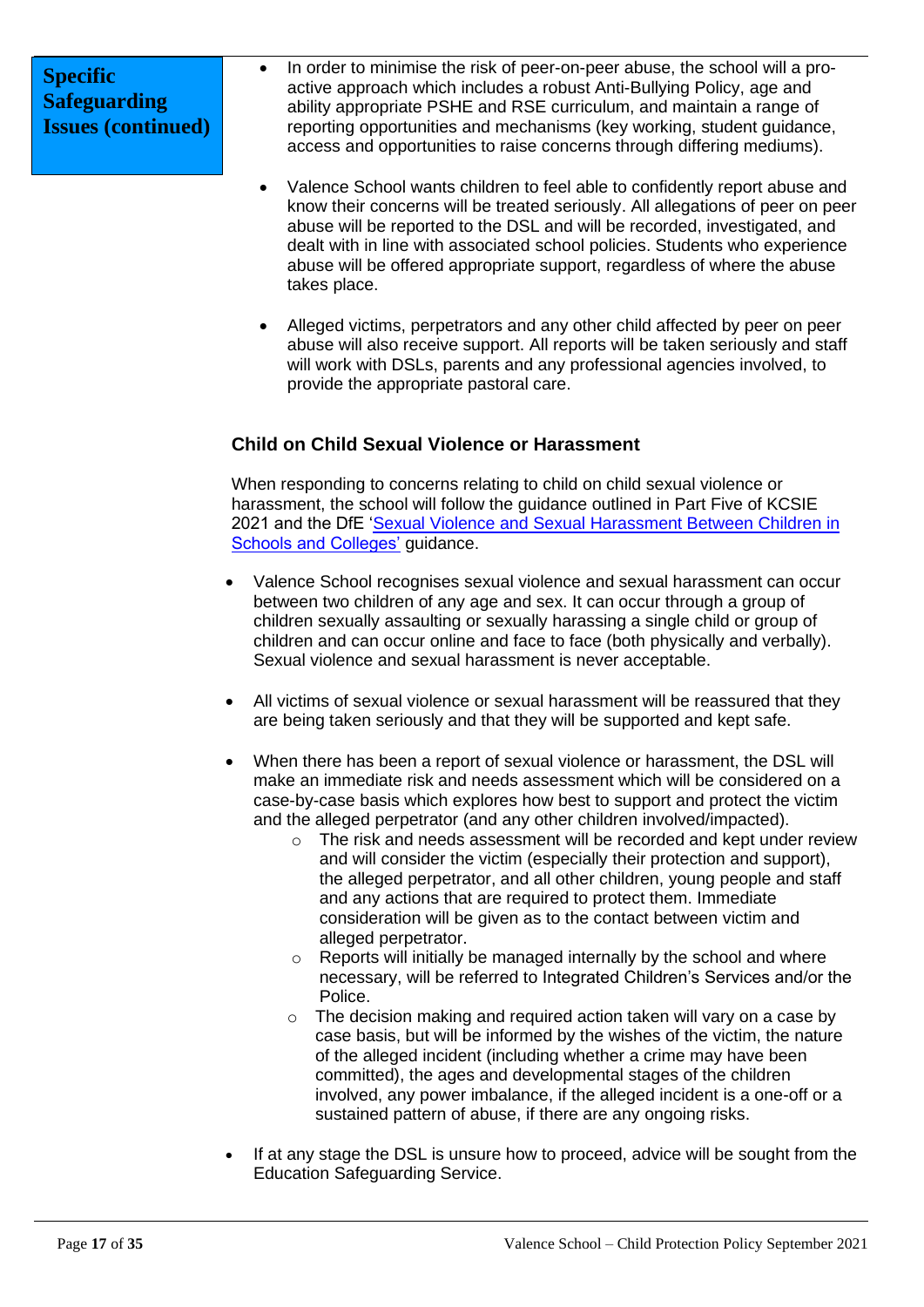**Specific Safeguarding Issues (continued)**

- In order to minimise the risk of peer-on-peer abuse, the school will a pro-active approach which includes a robust Anti-Bullying Policy, age and ability appropriate PSHE and RSE curriculum, and maintain a range of reporting opportunities and mechanisms (key working, student guidance, access and opportunities to raise concerns through differing mediums).

- Valence School wants children to feel able to confidently report abuse and know their concerns will be treated seriously. All allegations of peer on peer abuse will be reported to the DSL and will be recorded, investigated, and dealt with in line with associated school policies. Students who experience abuse will be offered appropriate support, regardless of where the abuse takes place.

- Alleged victims, perpetrators and any other child affected by peer on peer abuse will also receive support. All reports will be taken seriously and staff will work with DSLs, parents and any professional agencies involved, to provide the appropriate pastoral care.

### Child on Child Sexual Violence or Harassment

When responding to concerns relating to child on child sexual violence or harassment, the school will follow the guidance outlined in Part Five of KCSIE 2021 and the DfE '[Sexual Violence and Sexual Harassment Between Children in Schools and Colleges'](#) guidance.

- Valence School recognises sexual violence and sexual harassment can occur between two children of any age and sex. It can occur through a group of children sexually assaulting or sexually harassing a single child or group of children and can occur online and face to face (both physically and verbally). Sexual violence and sexual harassment is never acceptable.

- All victims of sexual violence or sexual harassment will be reassured that they are being taken seriously and that they will be supported and kept safe.

- When there has been a report of sexual violence or harassment, the DSL will make an immediate risk and needs assessment which will be considered on a case-by-case basis which explores how best to support and protect the victim and the alleged perpetrator (and any other children involved/impacted).
    - The risk and needs assessment will be recorded and kept under review and will consider the victim (especially their protection and support), the alleged perpetrator, and all other children, young people and staff and any actions that are required to protect them. Immediate consideration will be given as to the contact between victim and alleged perpetrator.
    - Reports will initially be managed internally by the school and where necessary, will be referred to Integrated Children's Services and/or the Police.
    - The decision making and required action taken will vary on a case by case basis, but will be informed by the wishes of the victim, the nature of the alleged incident (including whether a crime may have been committed), the ages and developmental stages of the children involved, any power imbalance, if the alleged incident is a one-off or a sustained pattern of abuse, if there are any ongoing risks.

- If at any stage the DSL is unsure how to proceed, advice will be sought from the Education Safeguarding Service.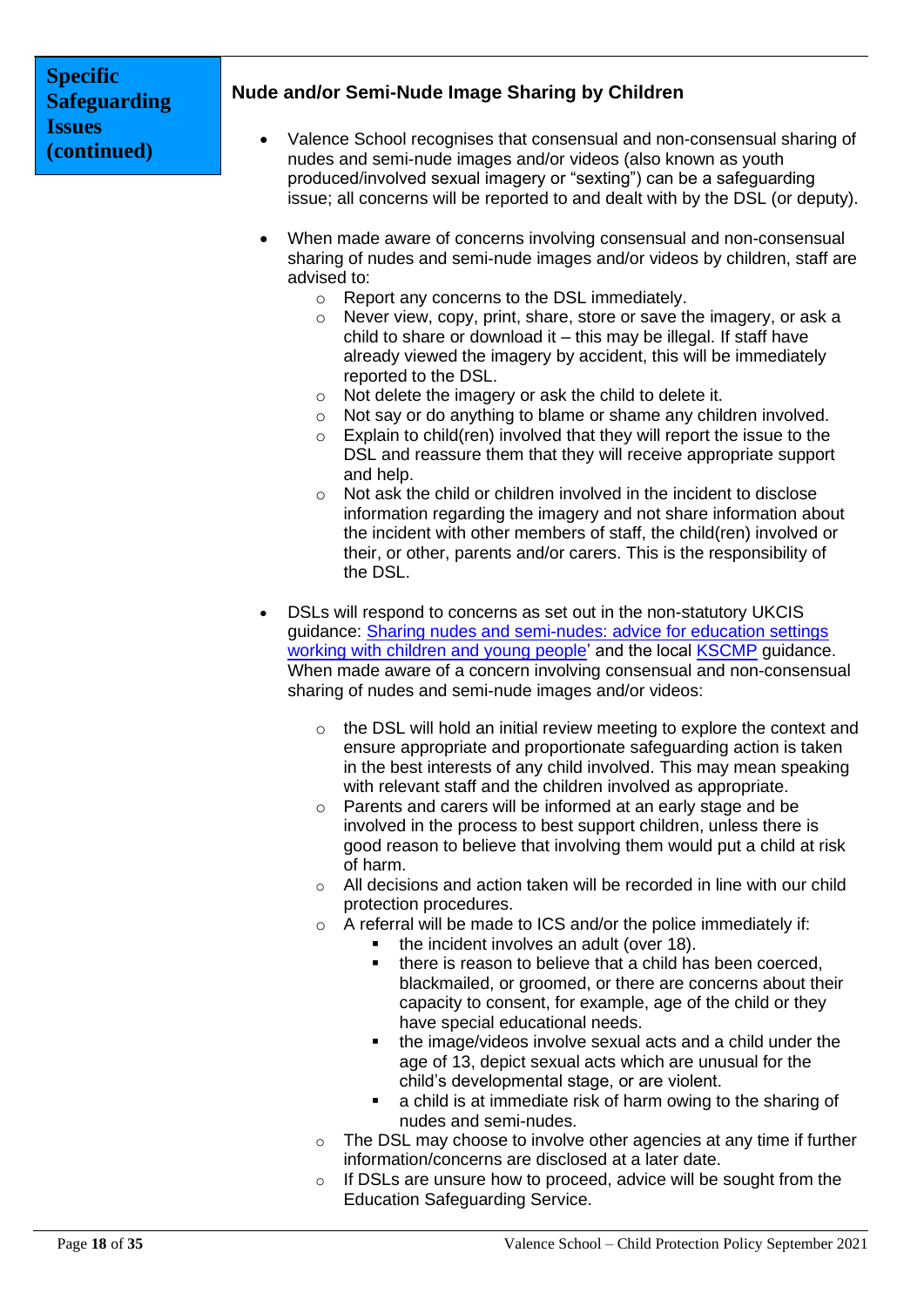**Specific Safeguarding Issues (continued)**

### Nude and/or Semi-Nude Image Sharing by Children

- Valence School recognises that consensual and non-consensual sharing of nudes and semi-nude images and/or videos (also known as youth produced/involved sexual imagery or "sexting") can be a safeguarding issue; all concerns will be reported to and dealt with by the DSL (or deputy).

- When made aware of concerns involving consensual and non-consensual sharing of nudes and semi-nude images and/or videos by children, staff are advised to:
  - Report any concerns to the DSL immediately.
  - Never view, copy, print, share, store or save the imagery, or ask a child to share or download it – this may be illegal. If staff have already viewed the imagery by accident, this will be immediately reported to the DSL.
  - Not delete the imagery or ask the child to delete it.
  - Not say or do anything to blame or shame any children involved.
  - Explain to child(ren) involved that they will report the issue to the DSL and reassure them that they will receive appropriate support and help.
  - Not ask the child or children involved in the incident to disclose information regarding the imagery and not share information about the incident with other members of staff, the child(ren) involved or their, or other, parents and/or carers. This is the responsibility of the DSL.

- DSLs will respond to concerns as set out in the non-statutory UKCIS guidance: Sharing nudes and semi-nudes: advice for education settings working with children and young people' and the local KSCMP guidance. When made aware of a concern involving consensual and non-consensual sharing of nudes and semi-nude images and/or videos:
  - the DSL will hold an initial review meeting to explore the context and ensure appropriate and proportionate safeguarding action is taken in the best interests of any child involved. This may mean speaking with relevant staff and the children involved as appropriate.
  - Parents and carers will be informed at an early stage and be involved in the process to best support children, unless there is good reason to believe that involving them would put a child at risk of harm.
  - All decisions and action taken will be recorded in line with our child protection procedures.
  - A referral will be made to ICS and/or the police immediately if:
    - the incident involves an adult (over 18).
    - there is reason to believe that a child has been coerced, blackmailed, or groomed, or there are concerns about their capacity to consent, for example, age of the child or they have special educational needs.
    - the image/videos involve sexual acts and a child under the age of 13, depict sexual acts which are unusual for the child's developmental stage, or are violent.
    - a child is at immediate risk of harm owing to the sharing of nudes and semi-nudes.
  - The DSL may choose to involve other agencies at any time if further information/concerns are disclosed at a later date.
  - If DSLs are unsure how to proceed, advice will be sought from the Education Safeguarding Service.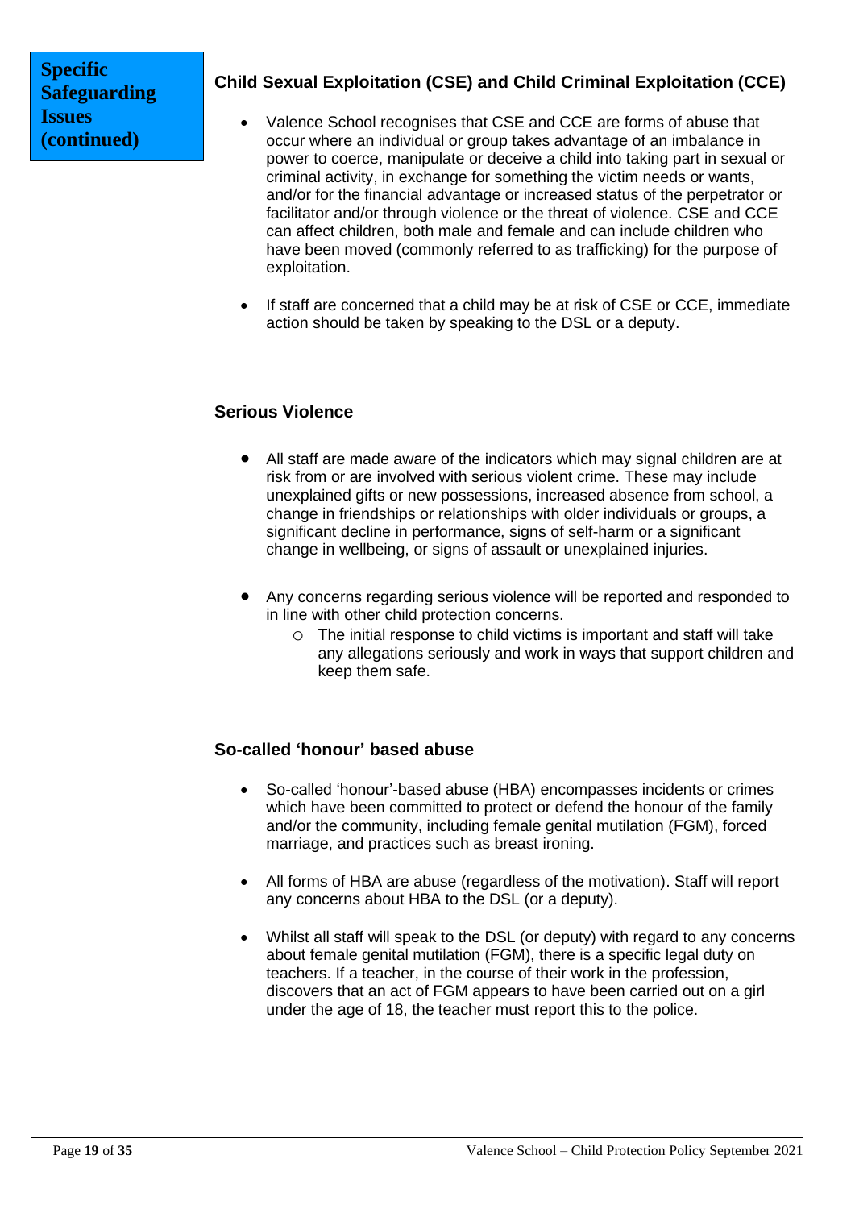**Specific Safeguarding Issues (continued)**

## Child Sexual Exploitation (CSE) and Child Criminal Exploitation (CCE)

- Valence School recognises that CSE and CCE are forms of abuse that occur where an individual or group takes advantage of an imbalance in power to coerce, manipulate or deceive a child into taking part in sexual or criminal activity, in exchange for something the victim needs or wants, and/or for the financial advantage or increased status of the perpetrator or facilitator and/or through violence or the threat of violence. CSE and CCE can affect children, both male and female and can include children who have been moved (commonly referred to as trafficking) for the purpose of exploitation.

- If staff are concerned that a child may be at risk of CSE or CCE, immediate action should be taken by speaking to the DSL or a deputy.

## Serious Violence

- All staff are made aware of the indicators which may signal children are at risk from or are involved with serious violent crime. These may include unexplained gifts or new possessions, increased absence from school, a change in friendships or relationships with older individuals or groups, a significant decline in performance, signs of self-harm or a significant change in wellbeing, or signs of assault or unexplained injuries.

- Any concerns regarding serious violence will be reported and responded to in line with other child protection concerns.
  - The initial response to child victims is important and staff will take any allegations seriously and work in ways that support children and keep them safe.

## So-called 'honour' based abuse

- So-called 'honour'-based abuse (HBA) encompasses incidents or crimes which have been committed to protect or defend the honour of the family and/or the community, including female genital mutilation (FGM), forced marriage, and practices such as breast ironing.

- All forms of HBA are abuse (regardless of the motivation). Staff will report any concerns about HBA to the DSL (or a deputy).

- Whilst all staff will speak to the DSL (or deputy) with regard to any concerns about female genital mutilation (FGM), there is a specific legal duty on teachers. If a teacher, in the course of their work in the profession, discovers that an act of FGM appears to have been carried out on a girl under the age of 18, the teacher must report this to the police.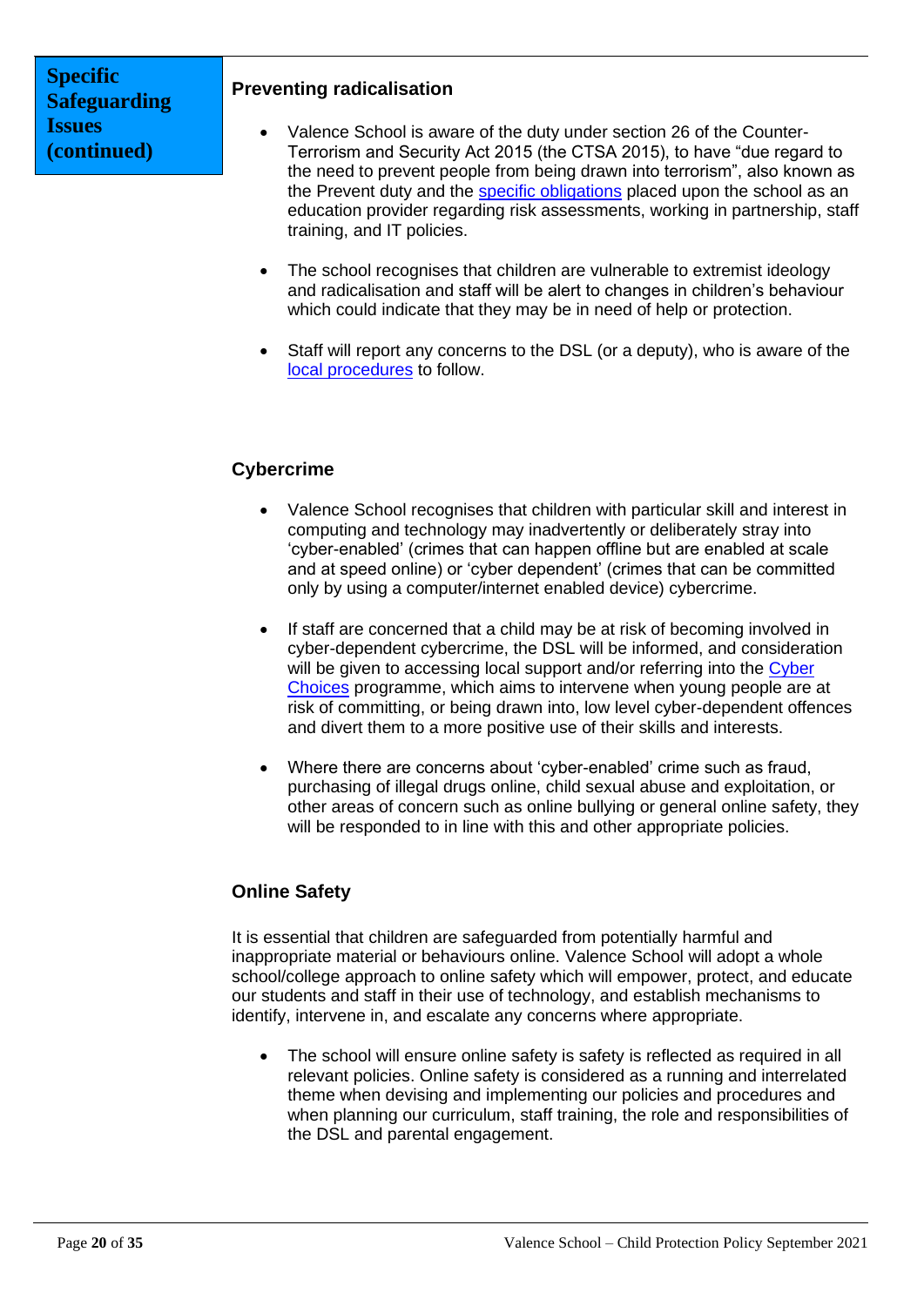**Specific Safeguarding Issues (continued)**

### Preventing radicalisation

- Valence School is aware of the duty under section 26 of the Counter-Terrorism and Security Act 2015 (the CTSA 2015), to have "due regard to the need to prevent people from being drawn into terrorism", also known as the Prevent duty and the specific obligations placed upon the school as an education provider regarding risk assessments, working in partnership, staff training, and IT policies.

- The school recognises that children are vulnerable to extremist ideology and radicalisation and staff will be alert to changes in children's behaviour which could indicate that they may be in need of help or protection.

- Staff will report any concerns to the DSL (or a deputy), who is aware of the local procedures to follow.

### Cybercrime

- Valence School recognises that children with particular skill and interest in computing and technology may inadvertently or deliberately stray into 'cyber-enabled' (crimes that can happen offline but are enabled at scale and at speed online) or 'cyber dependent' (crimes that can be committed only by using a computer/internet enabled device) cybercrime.

- If staff are concerned that a child may be at risk of becoming involved in cyber-dependent cybercrime, the DSL will be informed, and consideration will be given to accessing local support and/or referring into the Cyber Choices programme, which aims to intervene when young people are at risk of committing, or being drawn into, low level cyber-dependent offences and divert them to a more positive use of their skills and interests.

- Where there are concerns about 'cyber-enabled' crime such as fraud, purchasing of illegal drugs online, child sexual abuse and exploitation, or other areas of concern such as online bullying or general online safety, they will be responded to in line with this and other appropriate policies.

### Online Safety

It is essential that children are safeguarded from potentially harmful and inappropriate material or behaviours online. Valence School will adopt a whole school/college approach to online safety which will empower, protect, and educate our students and staff in their use of technology, and establish mechanisms to identify, intervene in, and escalate any concerns where appropriate.

- The school will ensure online safety is safety is reflected as required in all relevant policies. Online safety is considered as a running and interrelated theme when devising and implementing our policies and procedures and when planning our curriculum, staff training, the role and responsibilities of the DSL and parental engagement.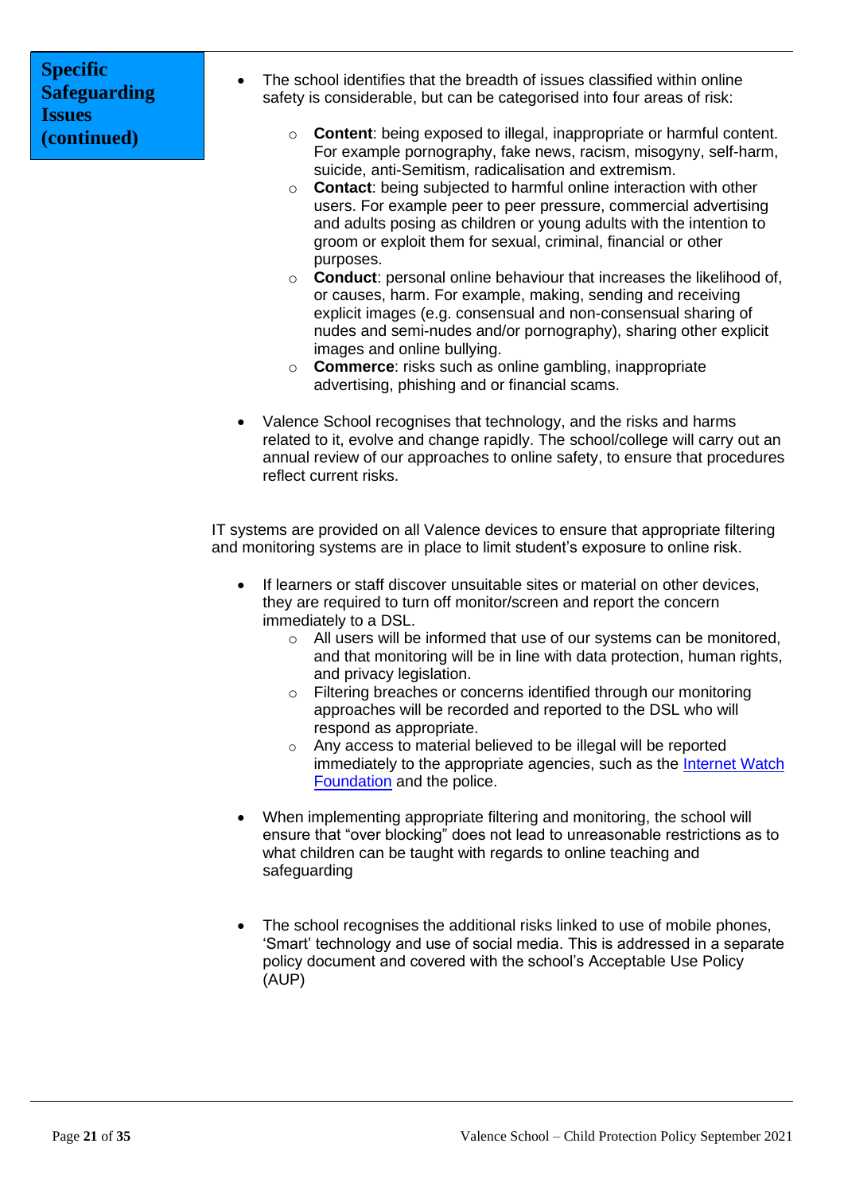## Specific Safeguarding Issues (continued)

- The school identifies that the breadth of issues classified within online safety is considerable, but can be categorised into four areas of risk:
  - **Content**: being exposed to illegal, inappropriate or harmful content. For example pornography, fake news, racism, misogyny, self-harm, suicide, anti-Semitism, radicalisation and extremism.
  - **Contact**: being subjected to harmful online interaction with other users. For example peer to peer pressure, commercial advertising and adults posing as children or young adults with the intention to groom or exploit them for sexual, criminal, financial or other purposes.
  - **Conduct**: personal online behaviour that increases the likelihood of, or causes, harm. For example, making, sending and receiving explicit images (e.g. consensual and non-consensual sharing of nudes and semi-nudes and/or pornography), sharing other explicit images and online bullying.
  - **Commerce**: risks such as online gambling, inappropriate advertising, phishing and or financial scams.

- Valence School recognises that technology, and the risks and harms related to it, evolve and change rapidly. The school/college will carry out an annual review of our approaches to online safety, to ensure that procedures reflect current risks.

IT systems are provided on all Valence devices to ensure that appropriate filtering and monitoring systems are in place to limit student's exposure to online risk.

- If learners or staff discover unsuitable sites or material on other devices, they are required to turn off monitor/screen and report the concern immediately to a DSL.
  - All users will be informed that use of our systems can be monitored, and that monitoring will be in line with data protection, human rights, and privacy legislation.
  - Filtering breaches or concerns identified through our monitoring approaches will be recorded and reported to the DSL who will respond as appropriate.
  - Any access to material believed to be illegal will be reported immediately to the appropriate agencies, such as the Internet Watch Foundation and the police.

- When implementing appropriate filtering and monitoring, the school will ensure that "over blocking" does not lead to unreasonable restrictions as to what children can be taught with regards to online teaching and safeguarding

- The school recognises the additional risks linked to use of mobile phones, 'Smart' technology and use of social media. This is addressed in a separate policy document and covered with the school's Acceptable Use Policy (AUP)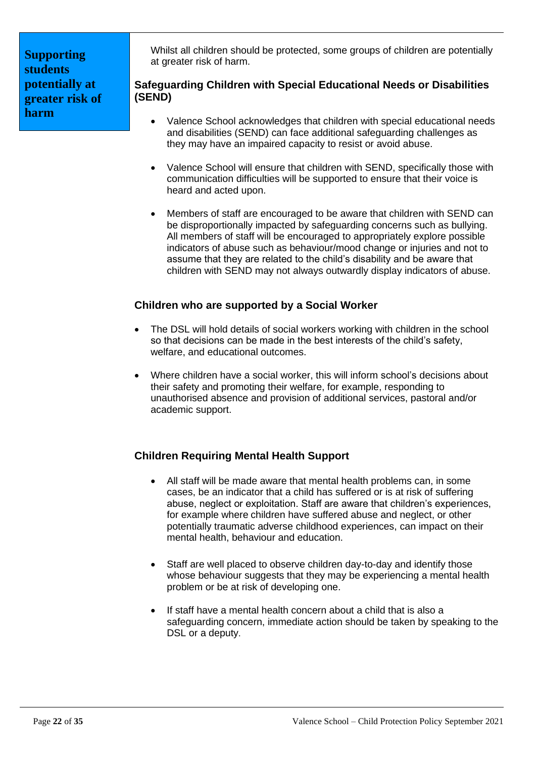## Supporting students potentially at greater risk of harm

Whilst all children should be protected, some groups of children are potentially at greater risk of harm.

### Safeguarding Children with Special Educational Needs or Disabilities (SEND)

- Valence School acknowledges that children with special educational needs and disabilities (SEND) can face additional safeguarding challenges as they may have an impaired capacity to resist or avoid abuse.
- Valence School will ensure that children with SEND, specifically those with communication difficulties will be supported to ensure that their voice is heard and acted upon.
- Members of staff are encouraged to be aware that children with SEND can be disproportionally impacted by safeguarding concerns such as bullying. All members of staff will be encouraged to appropriately explore possible indicators of abuse such as behaviour/mood change or injuries and not to assume that they are related to the child's disability and be aware that children with SEND may not always outwardly display indicators of abuse.

### Children who are supported by a Social Worker

- The DSL will hold details of social workers working with children in the school so that decisions can be made in the best interests of the child's safety, welfare, and educational outcomes.
- Where children have a social worker, this will inform school's decisions about their safety and promoting their welfare, for example, responding to unauthorised absence and provision of additional services, pastoral and/or academic support.

### Children Requiring Mental Health Support

- All staff will be made aware that mental health problems can, in some cases, be an indicator that a child has suffered or is at risk of suffering abuse, neglect or exploitation. Staff are aware that children's experiences, for example where children have suffered abuse and neglect, or other potentially traumatic adverse childhood experiences, can impact on their mental health, behaviour and education.
- Staff are well placed to observe children day-to-day and identify those whose behaviour suggests that they may be experiencing a mental health problem or be at risk of developing one.
- If staff have a mental health concern about a child that is also a safeguarding concern, immediate action should be taken by speaking to the DSL or a deputy.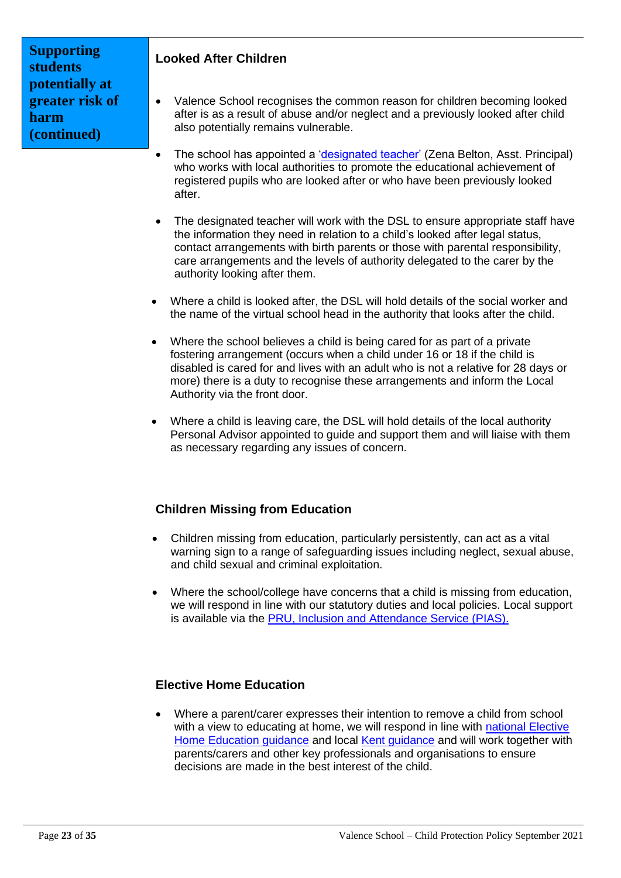**Supporting students potentially at greater risk of harm (continued)**

### Looked After Children

- Valence School recognises the common reason for children becoming looked after is as a result of abuse and/or neglect and a previously looked after child also potentially remains vulnerable.
- The school has appointed a 'designated teacher' (Zena Belton, Asst. Principal) who works with local authorities to promote the educational achievement of registered pupils who are looked after or who have been previously looked after.
- The designated teacher will work with the DSL to ensure appropriate staff have the information they need in relation to a child's looked after legal status, contact arrangements with birth parents or those with parental responsibility, care arrangements and the levels of authority delegated to the carer by the authority looking after them.
- Where a child is looked after, the DSL will hold details of the social worker and the name of the virtual school head in the authority that looks after the child.
- Where the school believes a child is being cared for as part of a private fostering arrangement (occurs when a child under 16 or 18 if the child is disabled is cared for and lives with an adult who is not a relative for 28 days or more) there is a duty to recognise these arrangements and inform the Local Authority via the front door.
- Where a child is leaving care, the DSL will hold details of the local authority Personal Advisor appointed to guide and support them and will liaise with them as necessary regarding any issues of concern.

### Children Missing from Education

- Children missing from education, particularly persistently, can act as a vital warning sign to a range of safeguarding issues including neglect, sexual abuse, and child sexual and criminal exploitation.
- Where the school/college have concerns that a child is missing from education, we will respond in line with our statutory duties and local policies. Local support is available via the PRU, Inclusion and Attendance Service (PIAS).

### Elective Home Education

- Where a parent/carer expresses their intention to remove a child from school with a view to educating at home, we will respond in line with national Elective Home Education guidance and local Kent guidance and will work together with parents/carers and other key professionals and organisations to ensure decisions are made in the best interest of the child.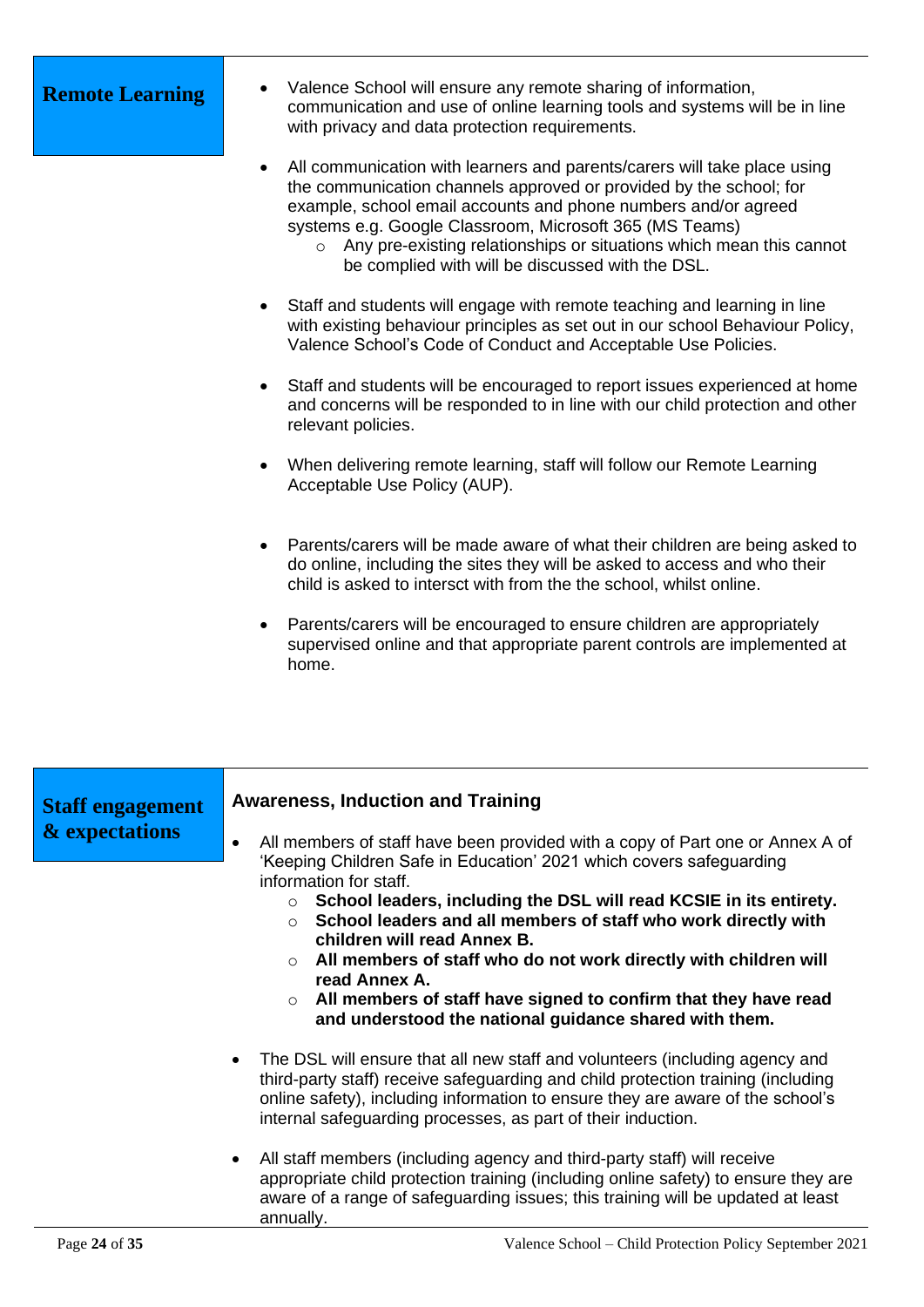## Remote Learning

- Valence School will ensure any remote sharing of information, communication and use of online learning tools and systems will be in line with privacy and data protection requirements.

- All communication with learners and parents/carers will take place using the communication channels approved or provided by the school; for example, school email accounts and phone numbers and/or agreed systems e.g. Google Classroom, Microsoft 365 (MS Teams)
  - Any pre-existing relationships or situations which mean this cannot be complied with will be discussed with the DSL.

- Staff and students will engage with remote teaching and learning in line with existing behaviour principles as set out in our school Behaviour Policy, Valence School's Code of Conduct and Acceptable Use Policies.

- Staff and students will be encouraged to report issues experienced at home and concerns will be responded to in line with our child protection and other relevant policies.

- When delivering remote learning, staff will follow our Remote Learning Acceptable Use Policy (AUP).

- Parents/carers will be made aware of what their children are being asked to do online, including the sites they will be asked to access and who their child is asked to intersct with from the the school, whilst online.

- Parents/carers will be encouraged to ensure children are appropriately supervised online and that appropriate parent controls are implemented at home.

## Staff engagement & expectations

### Awareness, Induction and Training

- All members of staff have been provided with a copy of Part one or Annex A of 'Keeping Children Safe in Education' 2021 which covers safeguarding information for staff.
  - **School leaders, including the DSL will read KCSIE in its entirety.**
  - **School leaders and all members of staff who work directly with children will read Annex B.**
  - **All members of staff who do not work directly with children will read Annex A.**
  - **All members of staff have signed to confirm that they have read and understood the national guidance shared with them.**

- The DSL will ensure that all new staff and volunteers (including agency and third-party staff) receive safeguarding and child protection training (including online safety), including information to ensure they are aware of the school's internal safeguarding processes, as part of their induction.

- All staff members (including agency and third-party staff) will receive appropriate child protection training (including online safety) to ensure they are aware of a range of safeguarding issues; this training will be updated at least annually.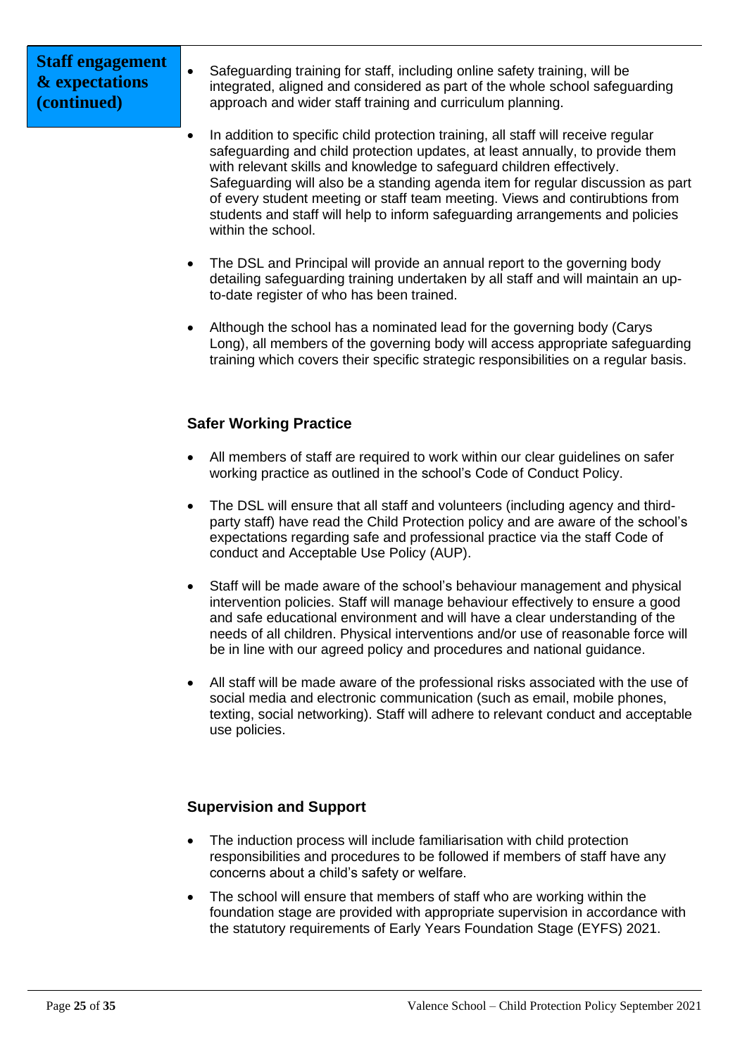## Staff engagement & expectations (continued)

- Safeguarding training for staff, including online safety training, will be integrated, aligned and considered as part of the whole school safeguarding approach and wider staff training and curriculum planning.

- In addition to specific child protection training, all staff will receive regular safeguarding and child protection updates, at least annually, to provide them with relevant skills and knowledge to safeguard children effectively. Safeguarding will also be a standing agenda item for regular discussion as part of every student meeting or staff team meeting. Views and contirubtions from students and staff will help to inform safeguarding arrangements and policies within the school.

- The DSL and Principal will provide an annual report to the governing body detailing safeguarding training undertaken by all staff and will maintain an up-to-date register of who has been trained.

- Although the school has a nominated lead for the governing body (Carys Long), all members of the governing body will access appropriate safeguarding training which covers their specific strategic responsibilities on a regular basis.

### Safer Working Practice

- All members of staff are required to work within our clear guidelines on safer working practice as outlined in the school's Code of Conduct Policy.

- The DSL will ensure that all staff and volunteers (including agency and third-party staff) have read the Child Protection policy and are aware of the school's expectations regarding safe and professional practice via the staff Code of conduct and Acceptable Use Policy (AUP).

- Staff will be made aware of the school's behaviour management and physical intervention policies. Staff will manage behaviour effectively to ensure a good and safe educational environment and will have a clear understanding of the needs of all children. Physical interventions and/or use of reasonable force will be in line with our agreed policy and procedures and national guidance.

- All staff will be made aware of the professional risks associated with the use of social media and electronic communication (such as email, mobile phones, texting, social networking). Staff will adhere to relevant conduct and acceptable use policies.

### Supervision and Support

- The induction process will include familiarisation with child protection responsibilities and procedures to be followed if members of staff have any concerns about a child's safety or welfare.

- The school will ensure that members of staff who are working within the foundation stage are provided with appropriate supervision in accordance with the statutory requirements of Early Years Foundation Stage (EYFS) 2021.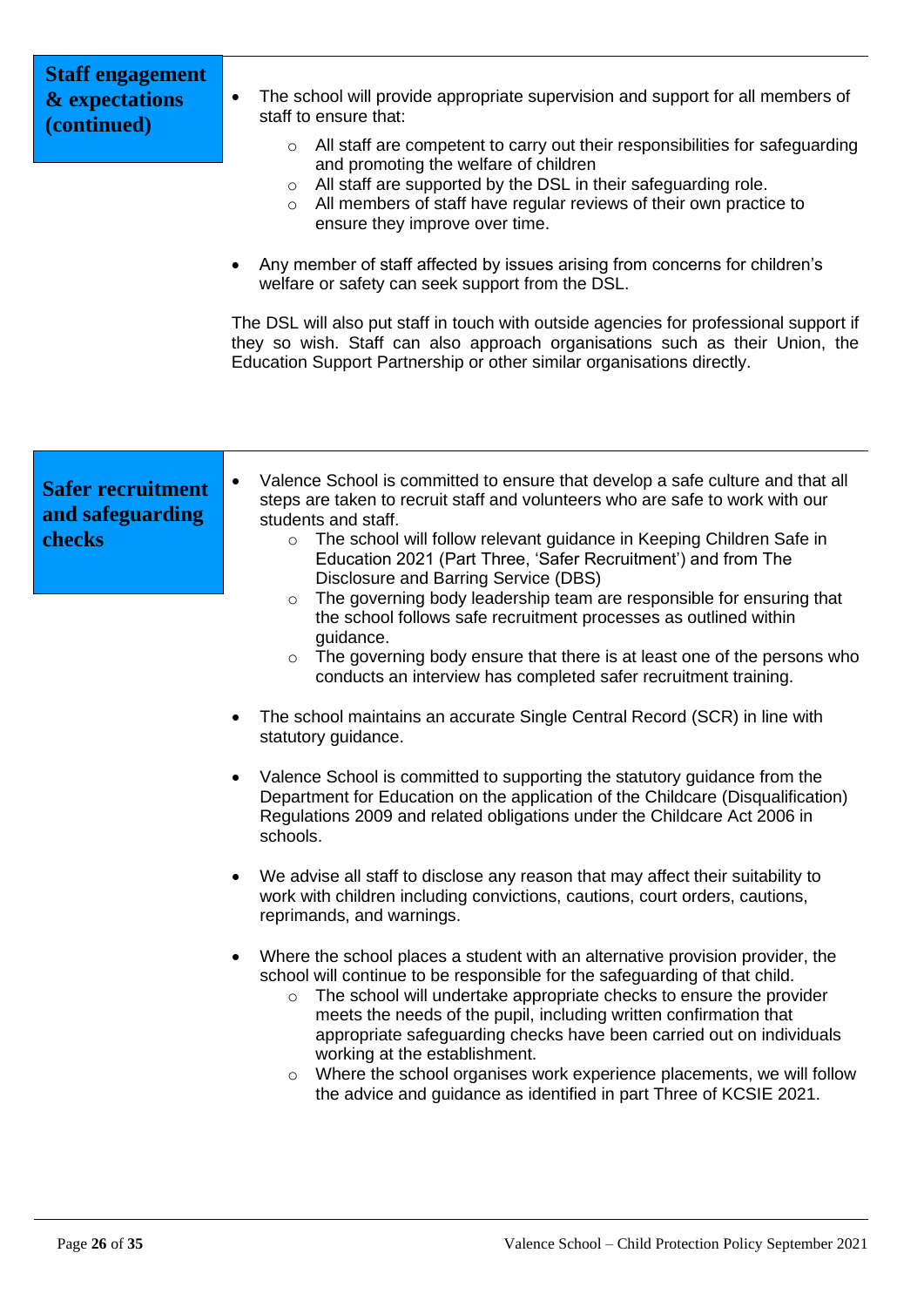## Staff engagement & expectations (continued)

- The school will provide appropriate supervision and support for all members of staff to ensure that:
    - All staff are competent to carry out their responsibilities for safeguarding and promoting the welfare of children
    - All staff are supported by the DSL in their safeguarding role.
    - All members of staff have regular reviews of their own practice to ensure they improve over time.
- Any member of staff affected by issues arising from concerns for children's welfare or safety can seek support from the DSL.

The DSL will also put staff in touch with outside agencies for professional support if they so wish. Staff can also approach organisations such as their Union, the Education Support Partnership or other similar organisations directly.

## Safer recruitment and safeguarding checks

- Valence School is committed to ensure that develop a safe culture and that all steps are taken to recruit staff and volunteers who are safe to work with our students and staff.
    - The school will follow relevant guidance in Keeping Children Safe in Education 2021 (Part Three, 'Safer Recruitment') and from The Disclosure and Barring Service (DBS)
    - The governing body leadership team are responsible for ensuring that the school follows safe recruitment processes as outlined within guidance.
    - The governing body ensure that there is at least one of the persons who conducts an interview has completed safer recruitment training.
- The school maintains an accurate Single Central Record (SCR) in line with statutory guidance.
- Valence School is committed to supporting the statutory guidance from the Department for Education on the application of the Childcare (Disqualification) Regulations 2009 and related obligations under the Childcare Act 2006 in schools.
- We advise all staff to disclose any reason that may affect their suitability to work with children including convictions, cautions, court orders, cautions, reprimands, and warnings.
- Where the school places a student with an alternative provision provider, the school will continue to be responsible for the safeguarding of that child.
    - The school will undertake appropriate checks to ensure the provider meets the needs of the pupil, including written confirmation that appropriate safeguarding checks have been carried out on individuals working at the establishment.
    - Where the school organises work experience placements, we will follow the advice and guidance as identified in part Three of KCSIE 2021.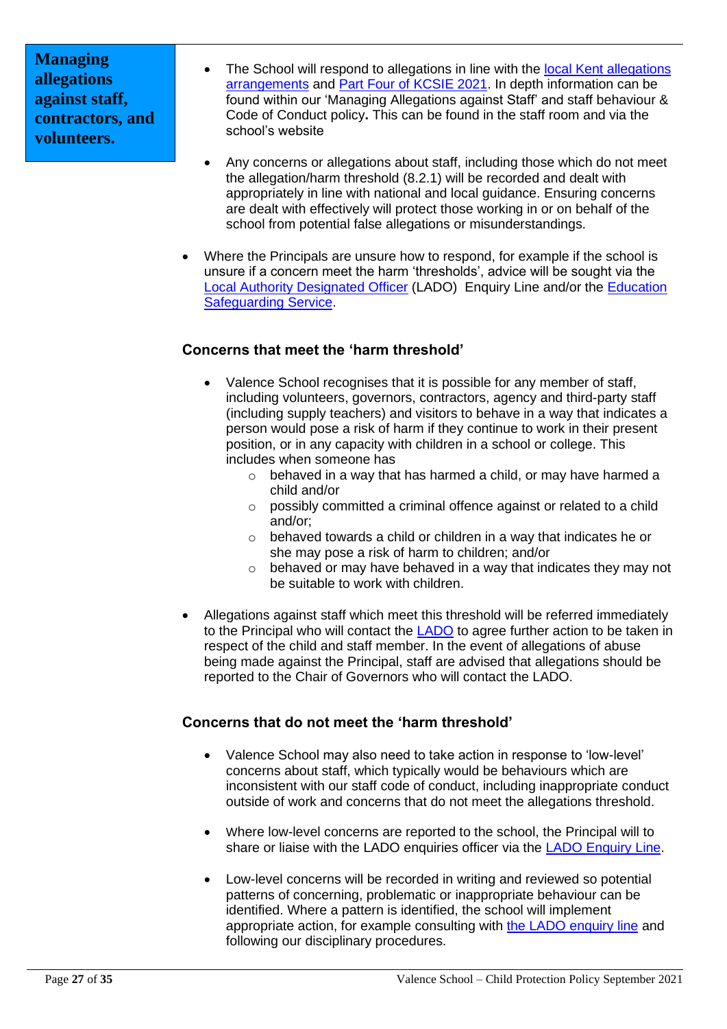## Managing allegations against staff, contractors, and volunteers.

- The School will respond to allegations in line with the local Kent allegations arrangements and Part Four of KCSIE 2021. In depth information can be found within our 'Managing Allegations against Staff' and staff behaviour & Code of Conduct policy**.** This can be found in the staff room and via the school's website

- Any concerns or allegations about staff, including those which do not meet the allegation/harm threshold (8.2.1) will be recorded and dealt with appropriately in line with national and local guidance. Ensuring concerns are dealt with effectively will protect those working in or on behalf of the school from potential false allegations or misunderstandings.

- Where the Principals are unsure how to respond, for example if the school is unsure if a concern meet the harm 'thresholds', advice will be sought via the Local Authority Designated Officer (LADO) Enquiry Line and/or the Education Safeguarding Service.

### Concerns that meet the 'harm threshold'

- Valence School recognises that it is possible for any member of staff, including volunteers, governors, contractors, agency and third-party staff (including supply teachers) and visitors to behave in a way that indicates a person would pose a risk of harm if they continue to work in their present position, or in any capacity with children in a school or college. This includes when someone has
  - behaved in a way that has harmed a child, or may have harmed a child and/or
  - possibly committed a criminal offence against or related to a child and/or;
  - behaved towards a child or children in a way that indicates he or she may pose a risk of harm to children; and/or
  - behaved or may have behaved in a way that indicates they may not be suitable to work with children.

- Allegations against staff which meet this threshold will be referred immediately to the Principal who will contact the LADO to agree further action to be taken in respect of the child and staff member. In the event of allegations of abuse being made against the Principal, staff are advised that allegations should be reported to the Chair of Governors who will contact the LADO.

### Concerns that do not meet the 'harm threshold'

- Valence School may also need to take action in response to 'low-level' concerns about staff, which typically would be behaviours which are inconsistent with our staff code of conduct, including inappropriate conduct outside of work and concerns that do not meet the allegations threshold.

- Where low-level concerns are reported to the school, the Principal will to share or liaise with the LADO enquiries officer via the LADO Enquiry Line.

- Low-level concerns will be recorded in writing and reviewed so potential patterns of concerning, problematic or inappropriate behaviour can be identified. Where a pattern is identified, the school will implement appropriate action, for example consulting with the LADO enquiry line and following our disciplinary procedures.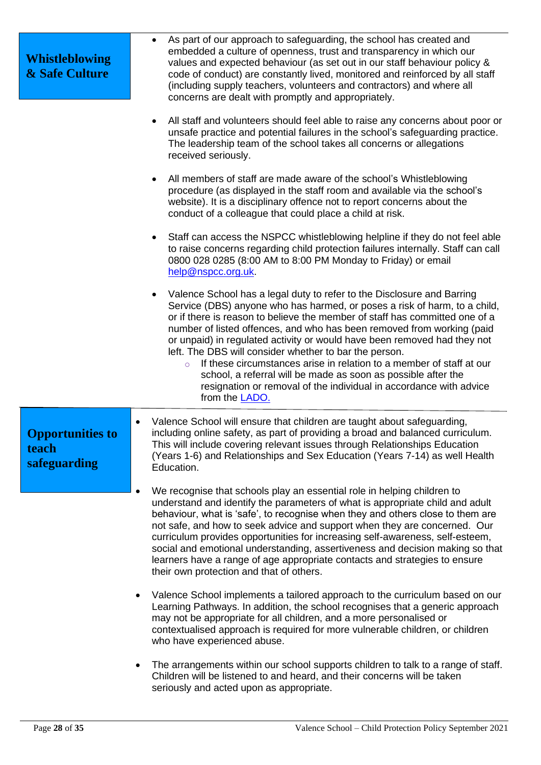## Whistleblowing & Safe Culture

- As part of our approach to safeguarding, the school has created and embedded a culture of openness, trust and transparency in which our values and expected behaviour (as set out in our staff behaviour policy & code of conduct) are constantly lived, monitored and reinforced by all staff (including supply teachers, volunteers and contractors) and where all concerns are dealt with promptly and appropriately.

- All staff and volunteers should feel able to raise any concerns about poor or unsafe practice and potential failures in the school's safeguarding practice. The leadership team of the school takes all concerns or allegations received seriously.

- All members of staff are made aware of the school's Whistleblowing procedure (as displayed in the staff room and available via the school's website). It is a disciplinary offence not to report concerns about the conduct of a colleague that could place a child at risk.

- Staff can access the NSPCC whistleblowing helpline if they do not feel able to raise concerns regarding child protection failures internally. Staff can call 0800 028 0285 (8:00 AM to 8:00 PM Monday to Friday) or email help@nspcc.org.uk.

- Valence School has a legal duty to refer to the Disclosure and Barring Service (DBS) anyone who has harmed, or poses a risk of harm, to a child, or if there is reason to believe the member of staff has committed one of a number of listed offences, and who has been removed from working (paid or unpaid) in regulated activity or would have been removed had they not left. The DBS will consider whether to bar the person.
    - If these circumstances arise in relation to a member of staff at our school, a referral will be made as soon as possible after the resignation or removal of the individual in accordance with advice from the LADO.

## Opportunities to teach safeguarding

- Valence School will ensure that children are taught about safeguarding, including online safety, as part of providing a broad and balanced curriculum. This will include covering relevant issues through Relationships Education (Years 1-6) and Relationships and Sex Education (Years 7-14) as well Health Education.

- We recognise that schools play an essential role in helping children to understand and identify the parameters of what is appropriate child and adult behaviour, what is 'safe', to recognise when they and others close to them are not safe, and how to seek advice and support when they are concerned. Our curriculum provides opportunities for increasing self-awareness, self-esteem, social and emotional understanding, assertiveness and decision making so that learners have a range of age appropriate contacts and strategies to ensure their own protection and that of others.

- Valence School implements a tailored approach to the curriculum based on our Learning Pathways. In addition, the school recognises that a generic approach may not be appropriate for all children, and a more personalised or contextualised approach is required for more vulnerable children, or children who have experienced abuse.

- The arrangements within our school supports children to talk to a range of staff. Children will be listened to and heard, and their concerns will be taken seriously and acted upon as appropriate.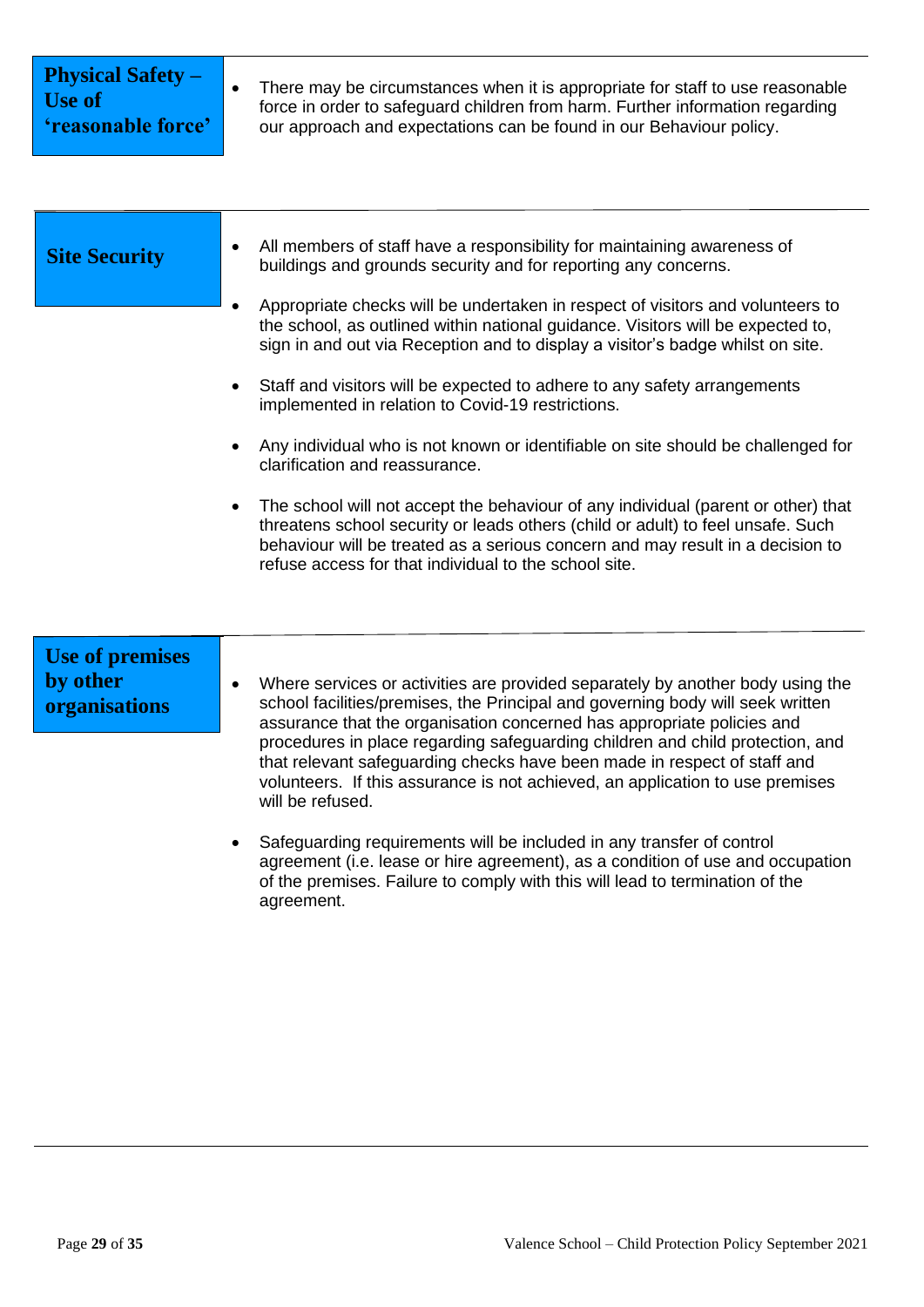## Physical Safety – Use of 'reasonable force'

- There may be circumstances when it is appropriate for staff to use reasonable force in order to safeguard children from harm. Further information regarding our approach and expectations can be found in our Behaviour policy.

## Site Security

- All members of staff have a responsibility for maintaining awareness of buildings and grounds security and for reporting any concerns.
- Appropriate checks will be undertaken in respect of visitors and volunteers to the school, as outlined within national guidance. Visitors will be expected to, sign in and out via Reception and to display a visitor's badge whilst on site.
- Staff and visitors will be expected to adhere to any safety arrangements implemented in relation to Covid-19 restrictions.
- Any individual who is not known or identifiable on site should be challenged for clarification and reassurance.
- The school will not accept the behaviour of any individual (parent or other) that threatens school security or leads others (child or adult) to feel unsafe. Such behaviour will be treated as a serious concern and may result in a decision to refuse access for that individual to the school site.

## Use of premises by other organisations

- Where services or activities are provided separately by another body using the school facilities/premises, the Principal and governing body will seek written assurance that the organisation concerned has appropriate policies and procedures in place regarding safeguarding children and child protection, and that relevant safeguarding checks have been made in respect of staff and volunteers. If this assurance is not achieved, an application to use premises will be refused.
- Safeguarding requirements will be included in any transfer of control agreement (i.e. lease or hire agreement), as a condition of use and occupation of the premises. Failure to comply with this will lead to termination of the agreement.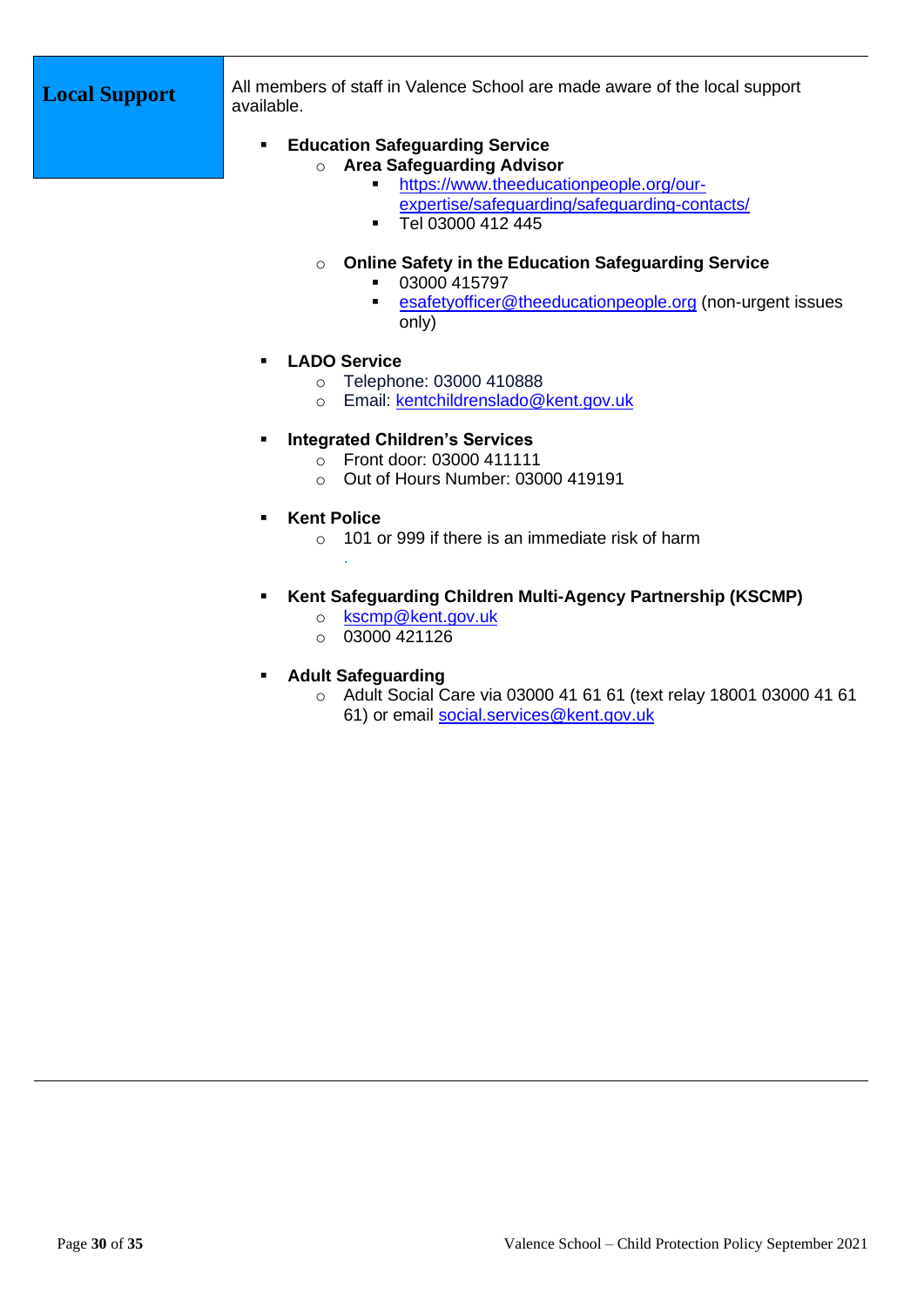## Local Support

All members of staff in Valence School are made aware of the local support available.

- **Education Safeguarding Service**
  - **Area Safeguarding Advisor**
    - https://www.theeducationpeople.org/our-expertise/safeguarding/safeguarding-contacts/
    - Tel 03000 412 445
  - **Online Safety in the Education Safeguarding Service**
    - 03000 415797
    - esafetyofficer@theeducationpeople.org (non-urgent issues only)

- **LADO Service**
  - Telephone: 03000 410888
  - Email: kentchildrenslado@kent.gov.uk

- **Integrated Children's Services**
  - Front door: 03000 411111
  - Out of Hours Number: 03000 419191

- **Kent Police**
  - 101 or 999 if there is an immediate risk of harm

- **Kent Safeguarding Children Multi-Agency Partnership (KSCMP)**
  - kscmp@kent.gov.uk
  - 03000 421126

- **Adult Safeguarding**
  - Adult Social Care via 03000 41 61 61 (text relay 18001 03000 41 61 61) or email social.services@kent.gov.uk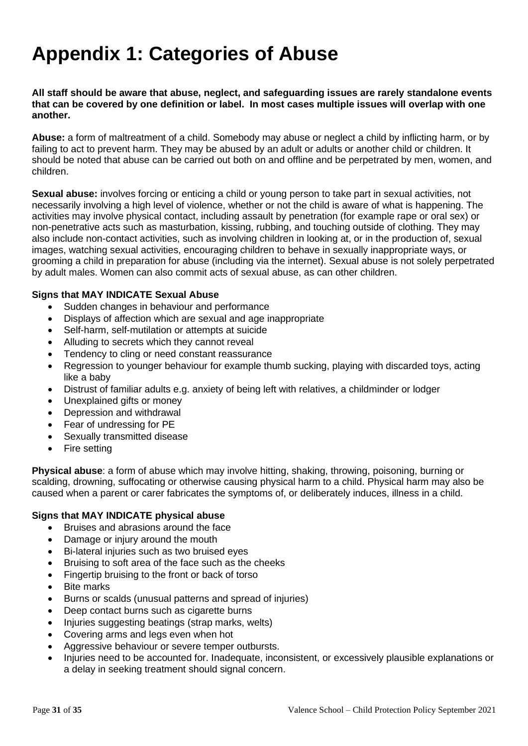# Appendix 1: Categories of Abuse

**All staff should be aware that abuse, neglect, and safeguarding issues are rarely standalone events that can be covered by one definition or label. In most cases multiple issues will overlap with one another.**

**Abuse:** a form of maltreatment of a child. Somebody may abuse or neglect a child by inflicting harm, or by failing to act to prevent harm. They may be abused by an adult or adults or another child or children. It should be noted that abuse can be carried out both on and offline and be perpetrated by men, women, and children.

**Sexual abuse:** involves forcing or enticing a child or young person to take part in sexual activities, not necessarily involving a high level of violence, whether or not the child is aware of what is happening. The activities may involve physical contact, including assault by penetration (for example rape or oral sex) or non-penetrative acts such as masturbation, kissing, rubbing, and touching outside of clothing. They may also include non-contact activities, such as involving children in looking at, or in the production of, sexual images, watching sexual activities, encouraging children to behave in sexually inappropriate ways, or grooming a child in preparation for abuse (including via the internet). Sexual abuse is not solely perpetrated by adult males. Women can also commit acts of sexual abuse, as can other children.

**Signs that MAY INDICATE Sexual Abuse**

- Sudden changes in behaviour and performance
- Displays of affection which are sexual and age inappropriate
- Self-harm, self-mutilation or attempts at suicide
- Alluding to secrets which they cannot reveal
- Tendency to cling or need constant reassurance
- Regression to younger behaviour for example thumb sucking, playing with discarded toys, acting like a baby
- Distrust of familiar adults e.g. anxiety of being left with relatives, a childminder or lodger
- Unexplained gifts or money
- Depression and withdrawal
- Fear of undressing for PE
- Sexually transmitted disease
- Fire setting

**Physical abuse**: a form of abuse which may involve hitting, shaking, throwing, poisoning, burning or scalding, drowning, suffocating or otherwise causing physical harm to a child. Physical harm may also be caused when a parent or carer fabricates the symptoms of, or deliberately induces, illness in a child.

**Signs that MAY INDICATE physical abuse**

- Bruises and abrasions around the face
- Damage or injury around the mouth
- Bi-lateral injuries such as two bruised eyes
- Bruising to soft area of the face such as the cheeks
- Fingertip bruising to the front or back of torso
- Bite marks
- Burns or scalds (unusual patterns and spread of injuries)
- Deep contact burns such as cigarette burns
- Injuries suggesting beatings (strap marks, welts)
- Covering arms and legs even when hot
- Aggressive behaviour or severe temper outbursts.
- Injuries need to be accounted for. Inadequate, inconsistent, or excessively plausible explanations or a delay in seeking treatment should signal concern.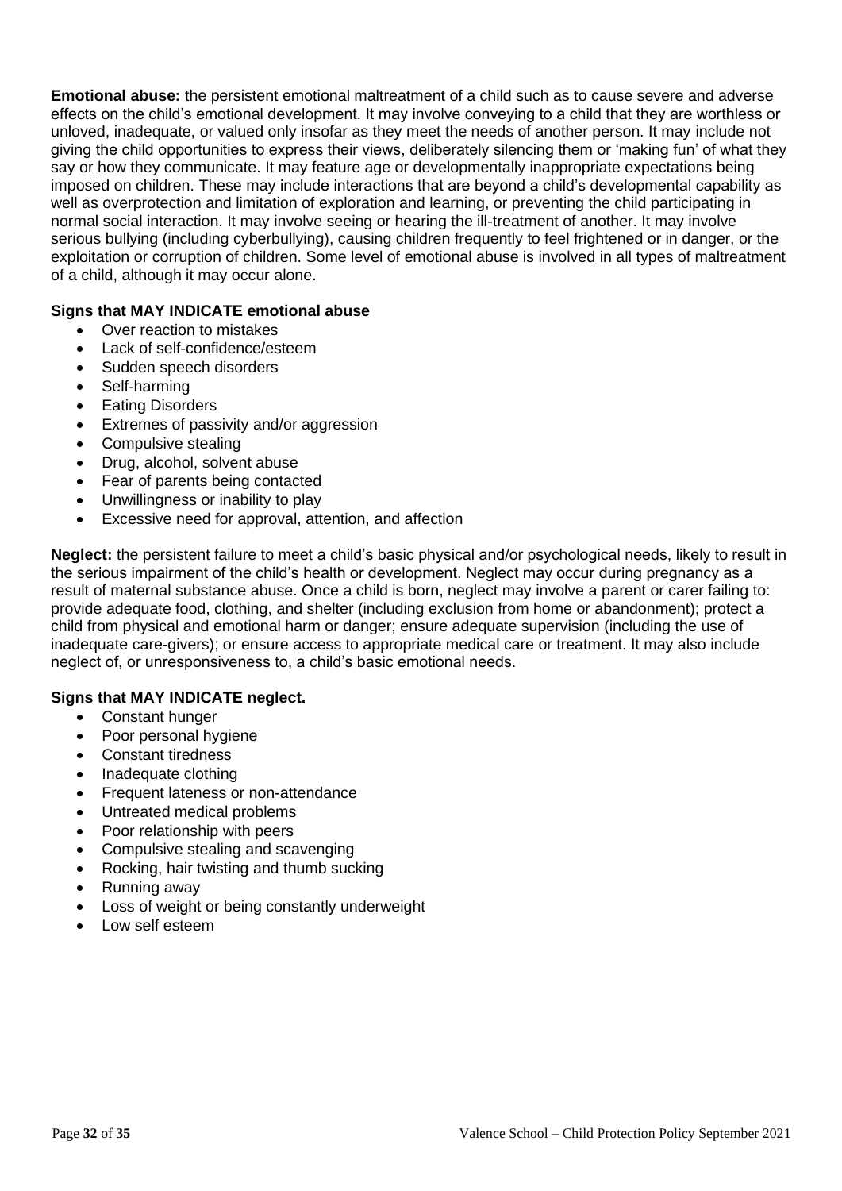**Emotional abuse:** the persistent emotional maltreatment of a child such as to cause severe and adverse effects on the child's emotional development. It may involve conveying to a child that they are worthless or unloved, inadequate, or valued only insofar as they meet the needs of another person. It may include not giving the child opportunities to express their views, deliberately silencing them or 'making fun' of what they say or how they communicate. It may feature age or developmentally inappropriate expectations being imposed on children. These may include interactions that are beyond a child's developmental capability as well as overprotection and limitation of exploration and learning, or preventing the child participating in normal social interaction. It may involve seeing or hearing the ill-treatment of another. It may involve serious bullying (including cyberbullying), causing children frequently to feel frightened or in danger, or the exploitation or corruption of children. Some level of emotional abuse is involved in all types of maltreatment of a child, although it may occur alone.

**Signs that MAY INDICATE emotional abuse**

- Over reaction to mistakes
- Lack of self-confidence/esteem
- Sudden speech disorders
- Self-harming
- Eating Disorders
- Extremes of passivity and/or aggression
- Compulsive stealing
- Drug, alcohol, solvent abuse
- Fear of parents being contacted
- Unwillingness or inability to play
- Excessive need for approval, attention, and affection

**Neglect:** the persistent failure to meet a child's basic physical and/or psychological needs, likely to result in the serious impairment of the child's health or development. Neglect may occur during pregnancy as a result of maternal substance abuse. Once a child is born, neglect may involve a parent or carer failing to: provide adequate food, clothing, and shelter (including exclusion from home or abandonment); protect a child from physical and emotional harm or danger; ensure adequate supervision (including the use of inadequate care-givers); or ensure access to appropriate medical care or treatment. It may also include neglect of, or unresponsiveness to, a child's basic emotional needs.

**Signs that MAY INDICATE neglect.**

- Constant hunger
- Poor personal hygiene
- Constant tiredness
- Inadequate clothing
- Frequent lateness or non-attendance
- Untreated medical problems
- Poor relationship with peers
- Compulsive stealing and scavenging
- Rocking, hair twisting and thumb sucking
- Running away
- Loss of weight or being constantly underweight
- Low self esteem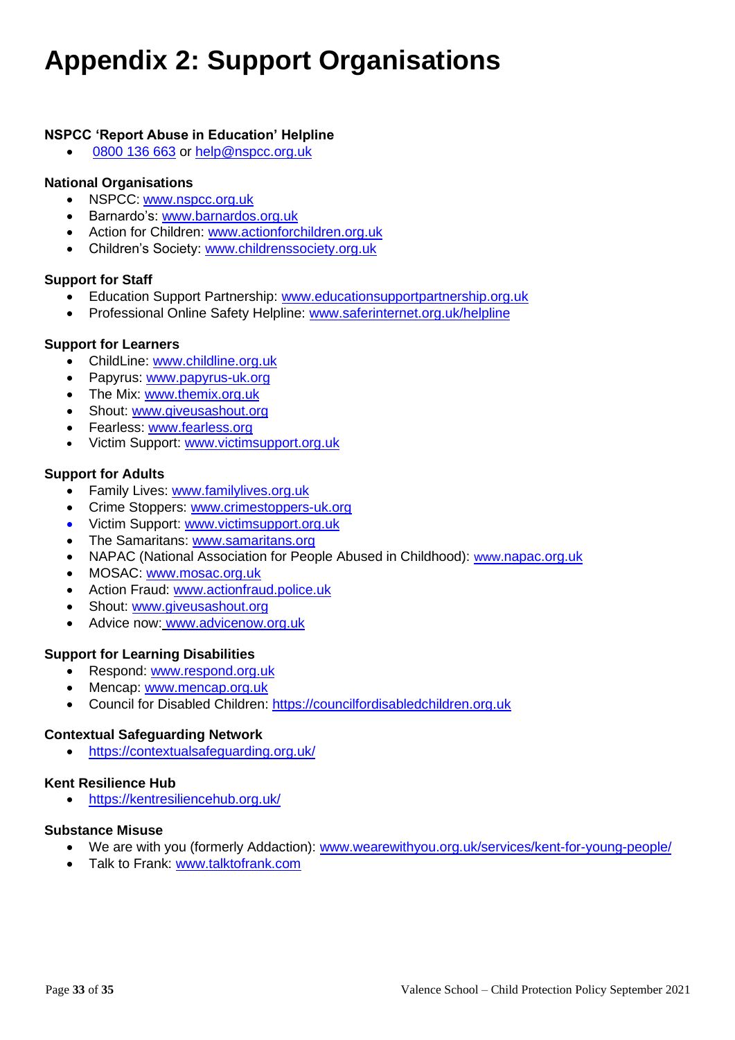# Appendix 2: Support Organisations

**NSPCC 'Report Abuse in Education' Helpline**

- 0800 136 663 or help@nspcc.org.uk

**National Organisations**

- NSPCC: www.nspcc.org.uk
- Barnardo's: www.barnardos.org.uk
- Action for Children: www.actionforchildren.org.uk
- Children's Society: www.childrenssociety.org.uk

**Support for Staff**

- Education Support Partnership: www.educationsupportpartnership.org.uk
- Professional Online Safety Helpline: www.saferinternet.org.uk/helpline

**Support for Learners**

- ChildLine: www.childline.org.uk
- Papyrus: www.papyrus-uk.org
- The Mix: www.themix.org.uk
- Shout: www.giveusashout.org
- Fearless: www.fearless.org
- Victim Support: www.victimsupport.org.uk

**Support for Adults**

- Family Lives: www.familylives.org.uk
- Crime Stoppers: www.crimestoppers-uk.org
- Victim Support: www.victimsupport.org.uk
- The Samaritans: www.samaritans.org
- NAPAC (National Association for People Abused in Childhood): www.napac.org.uk
- MOSAC: www.mosac.org.uk
- Action Fraud: www.actionfraud.police.uk
- Shout: www.giveusashout.org
- Advice now: www.advicenow.org.uk

**Support for Learning Disabilities**

- Respond: www.respond.org.uk
- Mencap: www.mencap.org.uk
- Council for Disabled Children: https://councilfordisabledchildren.org.uk

**Contextual Safeguarding Network**

- https://contextualsafeguarding.org.uk/

**Kent Resilience Hub**

- https://kentresiliencehub.org.uk/

**Substance Misuse**

- We are with you (formerly Addaction): www.wearewithyou.org.uk/services/kent-for-young-people/
- Talk to Frank: www.talktofrank.com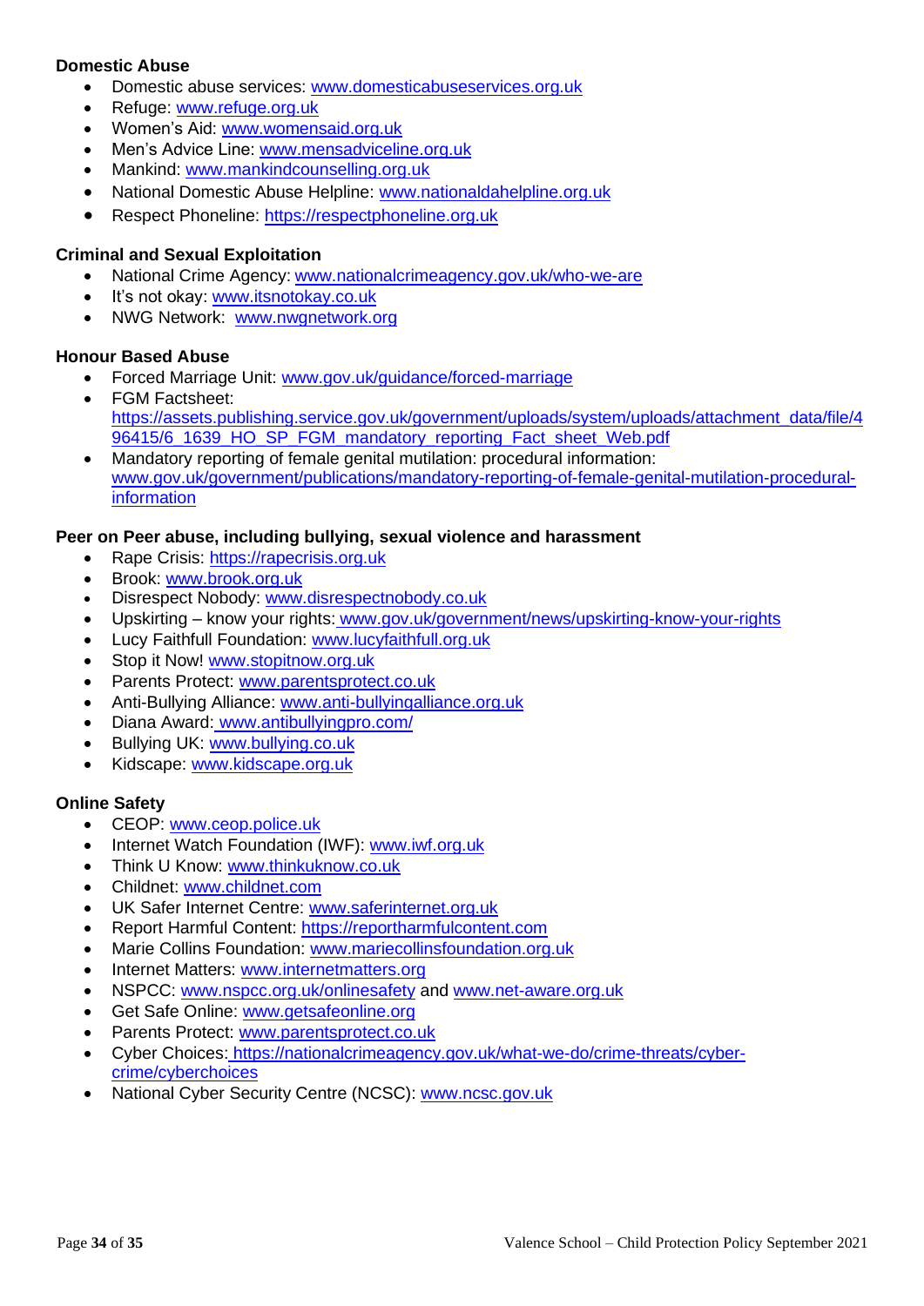**Domestic Abuse**

- Domestic abuse services: www.domesticabuseservices.org.uk
- Refuge: www.refuge.org.uk
- Women's Aid: www.womensaid.org.uk
- Men's Advice Line: www.mensadviceline.org.uk
- Mankind: www.mankindcounselling.org.uk
- National Domestic Abuse Helpline: www.nationaldahelpline.org.uk
- Respect Phoneline: https://respectphoneline.org.uk

**Criminal and Sexual Exploitation**

- National Crime Agency: www.nationalcrimeagency.gov.uk/who-we-are
- It's not okay: www.itsnotokay.co.uk
- NWG Network: www.nwgnetwork.org

**Honour Based Abuse**

- Forced Marriage Unit: www.gov.uk/guidance/forced-marriage
- FGM Factsheet: https://assets.publishing.service.gov.uk/government/uploads/system/uploads/attachment_data/file/496415/6_1639_HO_SP_FGM_mandatory_reporting_Fact_sheet_Web.pdf
- Mandatory reporting of female genital mutilation: procedural information: www.gov.uk/government/publications/mandatory-reporting-of-female-genital-mutilation-procedural-information

**Peer on Peer abuse, including bullying, sexual violence and harassment**

- Rape Crisis: https://rapecrisis.org.uk
- Brook: www.brook.org.uk
- Disrespect Nobody: www.disrespectnobody.co.uk
- Upskirting – know your rights: www.gov.uk/government/news/upskirting-know-your-rights
- Lucy Faithfull Foundation: www.lucyfaithfull.org.uk
- Stop it Now! www.stopitnow.org.uk
- Parents Protect: www.parentsprotect.co.uk
- Anti-Bullying Alliance: www.anti-bullyingalliance.org.uk
- Diana Award: www.antibullyingpro.com/
- Bullying UK: www.bullying.co.uk
- Kidscape: www.kidscape.org.uk

**Online Safety**

- CEOP: www.ceop.police.uk
- Internet Watch Foundation (IWF): www.iwf.org.uk
- Think U Know: www.thinkuknow.co.uk
- Childnet: www.childnet.com
- UK Safer Internet Centre: www.saferinternet.org.uk
- Report Harmful Content: https://reportharmfulcontent.com
- Marie Collins Foundation: www.mariecollinsfoundation.org.uk
- Internet Matters: www.internetmatters.org
- NSPCC: www.nspcc.org.uk/onlinesafety and www.net-aware.org.uk
- Get Safe Online: www.getsafeonline.org
- Parents Protect: www.parentsprotect.co.uk
- Cyber Choices: https://nationalcrimeagency.gov.uk/what-we-do/crime-threats/cyber-crime/cyberchoices
- National Cyber Security Centre (NCSC): www.ncsc.gov.uk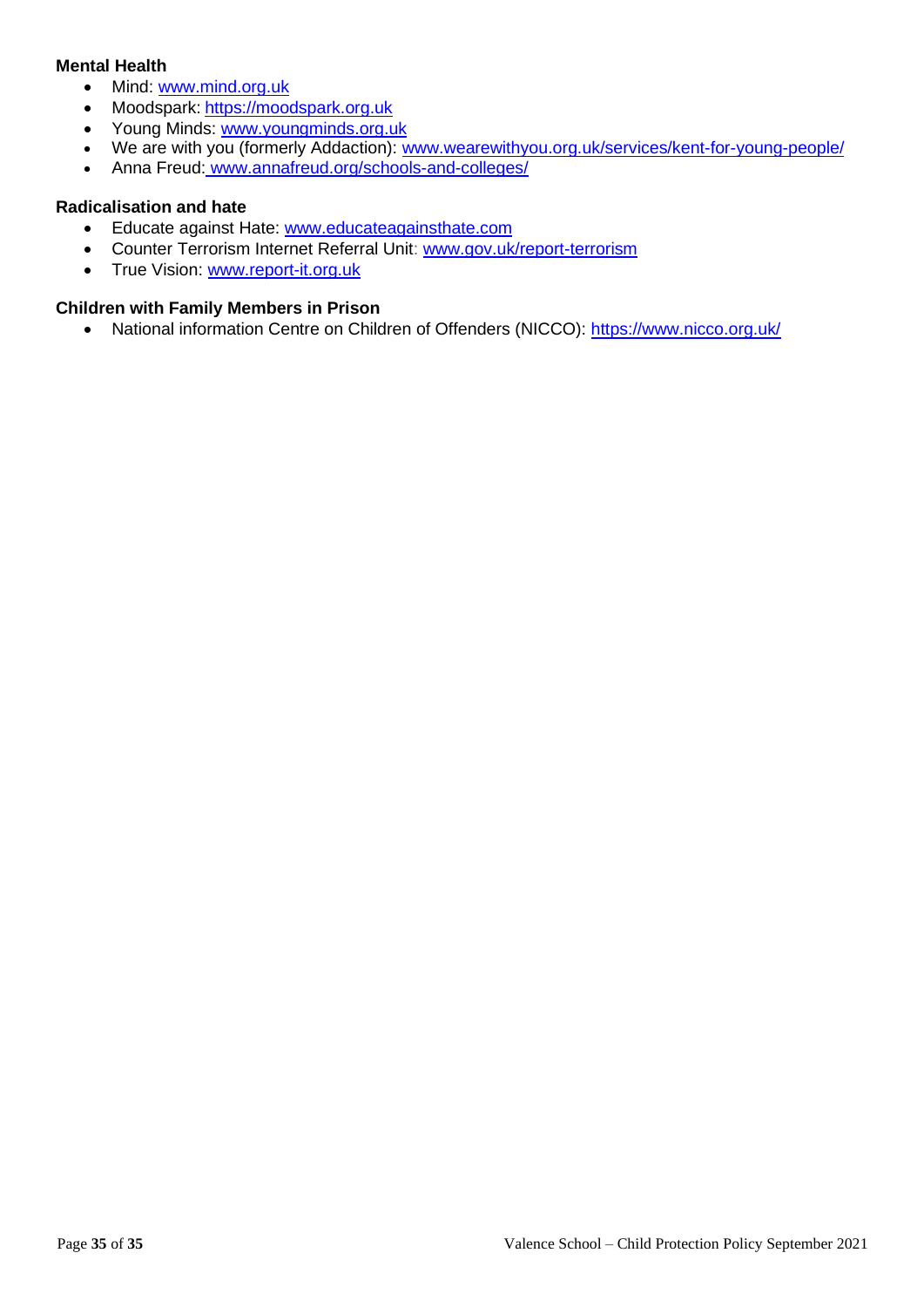**Mental Health**

- Mind: www.mind.org.uk
- Moodspark: https://moodspark.org.uk
- Young Minds: www.youngminds.org.uk
- We are with you (formerly Addaction): www.wearewithyou.org.uk/services/kent-for-young-people/
- Anna Freud: www.annafreud.org/schools-and-colleges/

**Radicalisation and hate**

- Educate against Hate: www.educateagainsthate.com
- Counter Terrorism Internet Referral Unit: www.gov.uk/report-terrorism
- True Vision: www.report-it.org.uk

**Children with Family Members in Prison**

- National information Centre on Children of Offenders (NICCO): https://www.nicco.org.uk/